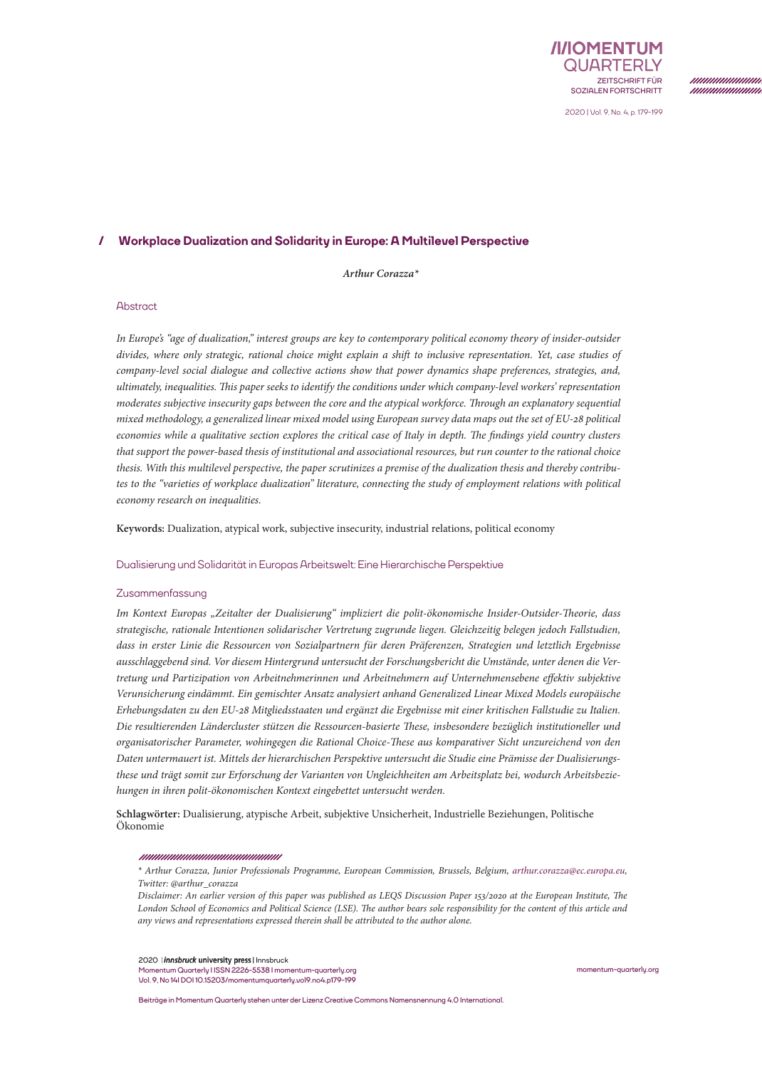# Workplace Dualization and Solidarity in Europe: A Multilevel Perspective

*Arthur Corazza**

## Abstract

*In Europe's "age of dualization," interest groups are key to contemporary political economy theory of insider-outsider divides, where only strategic, rational choice might explain a shift to inclusive representation. Yet, case studies of company-level social dialogue and collective actions show that power dynamics shape preferences, strategies, and, ultimately, inequalities. This paper seeks to identify the conditions under which company-level workers' representation moderates subjective insecurity gaps between the core and the atypical workforce. Through an explanatory sequential mixed methodology, a generalized linear mixed model using European survey data maps out the set of EU-28 political economies while a qualitative section explores the critical case of Italy in depth. The findings yield country clusters that support the power-based thesis of institutional and associational resources, but run counter to the rational choice thesis. With this multilevel perspective, the paper scrutinizes a premise of the dualization thesis and thereby contributes to the "varieties of workplace dualization" literature, connecting the study of employment relations with political economy research on inequalities.*

**Keywords:** Dualization, atypical work, subjective insecurity, industrial relations, political economy

## Dualisierung und Solidarität in Europas Arbeitswelt: Eine Hierarchische Perspektive

### Zusammenfassung

*Im Kontext Europas „Zeitalter der Dualisierung" impliziert die polit-ökonomische Insider-Outsider-Theorie, dass strategische, rationale Intentionen solidarischer Vertretung zugrunde liegen. Gleichzeitig belegen jedoch Fallstudien, dass in erster Linie die Ressourcen von Sozialpartnern für deren Präferenzen, Strategien und letztlich Ergebnisse ausschlaggebend sind. Vor diesem Hintergrund untersucht der Forschungsbericht die Umstände, unter denen die Vertretung und Partizipation von Arbeitnehmerinnen und Arbeitnehmern auf Unternehmensebene effektiv subjektive Verunsicherung eindämmt. Ein gemischter Ansatz analysiert anhand Generalized Linear Mixed Models europäische Erhebungsdaten zu den EU-28 Mitgliedsstaaten und ergänzt die Ergebnisse mit einer kritischen Fallstudie zu Italien. Die resultierenden Ländercluster stützen die Ressourcen-basierte These, insbesondere bezüglich institutioneller und organisatorischer Parameter, wohingegen die Rational Choice-These aus komparativer Sicht unzureichend von den Daten untermauert ist. Mittels der hierarchischen Perspektive untersucht die Studie eine Prämisse der Dualisierungsthese und trägt somit zur Erforschung der Varianten von Ungleichheiten am Arbeitsplatz bei, wodurch Arbeitsbeziehungen in ihren polit-ökonomischen Kontext eingebettet untersucht werden.*

**Schlagwörter:** Dualisierung, atypische Arbeit, subjektive Unsicherheit, Industrielle Beziehungen, Politische Ökonomie

---

*\* Arthur Corazza, Junior Professionals Programme, European Commission, Brussels, Belgium, arthur.corazza@ec.europa.eu, Twitter: @arthur_corazza*

*Disclaimer: An earlier version of this paper was published as LEQS Discussion Paper 153/2020 at the European Institute, The London School of Economics and Political Science (LSE). The author bears sole responsibility for the content of this article and any views and representations expressed therein shall be attributed to the author alone.*

Beiträge in Momentum Quarterly stehen unter der Lizenz Creative Commons Namensnennung 4.0 International.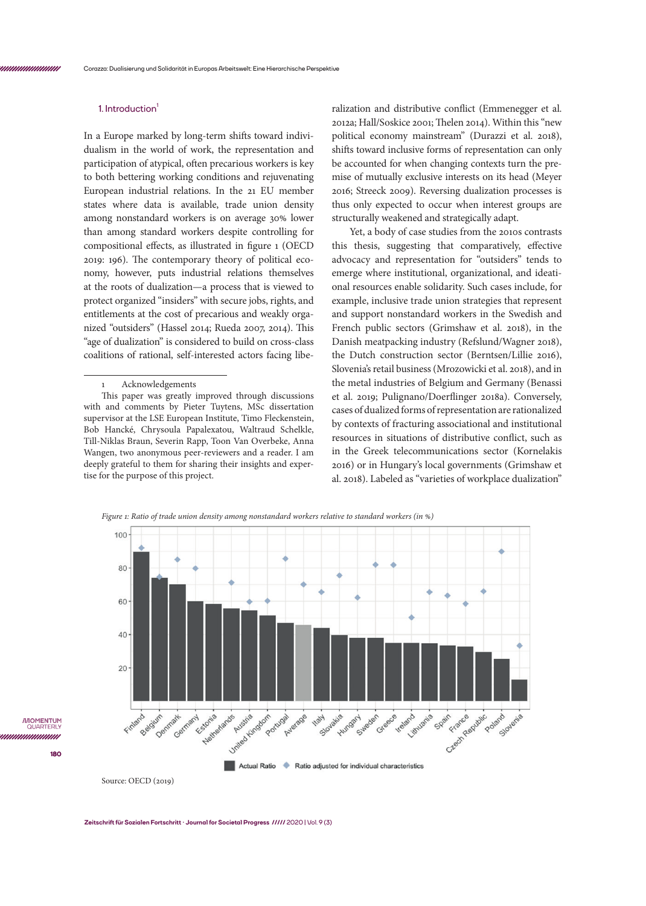## 1. Introduction[1]

In a Europe marked by long-term shifts toward individualism in the world of work, the representation and participation of atypical, often precarious workers is key to both bettering working conditions and rejuvenating European industrial relations. In the 21 EU member states where data is available, trade union density among nonstandard workers is on average 30% lower than among standard workers despite controlling for compositional effects, as illustrated in figure 1 (OECD 2019: 196). The contemporary theory of political economy, however, puts industrial relations themselves at the roots of dualization—a process that is viewed to protect organized "insiders" with secure jobs, rights, and entitlements at the cost of precarious and weakly organized "outsiders" (Hassel 2014; Rueda 2007, 2014). This "age of dualization" is considered to build on cross-class coalitions of rational, self-interested actors facing liberalization and distributive conflict (Emmenegger et al. 2012a; Hall/Soskice 2001; Thelen 2014). Within this "new political economy mainstream" (Durazzi et al. 2018), shifts toward inclusive forms of representation can only be accounted for when changing contexts turn the premise of mutually exclusive interests on its head (Meyer 2016; Streeck 2009). Reversing dualization processes is thus only expected to occur when interest groups are structurally weakened and strategically adapt.

Yet, a body of case studies from the 2010s contrasts this thesis, suggesting that comparatively, effective advocacy and representation for "outsiders" tends to emerge where institutional, organizational, and ideational resources enable solidarity. Such cases include, for example, inclusive trade union strategies that represent and support nonstandard workers in the Swedish and French public sectors (Grimshaw et al. 2018), in the Danish meatpacking industry (Refslund/Wagner 2018), the Dutch construction sector (Berntsen/Lillie 2016), Slovenia's retail business (Mrozowicki et al. 2018), and in the metal industries of Belgium and Germany (Benassi et al. 2019; Pulignano/Doerflinger 2018a). Conversely, cases of dualized forms of representation are rationalized by contexts of fracturing associational and institutional resources in situations of distributive conflict, such as in the Greek telecommunications sector (Kornelakis 2016) or in Hungary's local governments (Grimshaw et al. 2018). Labeled as "varieties of workplace dualization"

*Figure 1: Ratio of trade union density among nonstandard workers relative to standard workers (in %)*

Source: OECD (2019)

---

1 Acknowledgements
This paper was greatly improved through discussions with and comments by Pieter Tuytens, MSc dissertation supervisor at the LSE European Institute, Timo Fleckenstein, Bob Hancké, Chrysoula Papalexatou, Waltraud Schelkle, Till-Niklas Braun, Severin Rapp, Toon Van Overbeke, Anna Wangen, two anonymous peer-reviewers and a reader. I am deeply grateful to them for sharing their insights and expertise for the purpose of this project.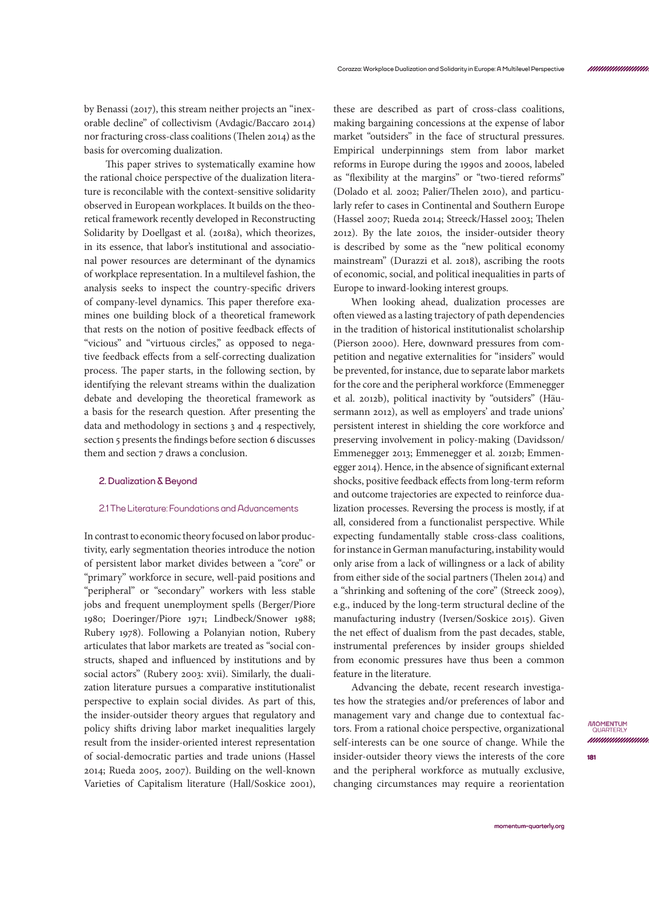by Benassi (2017), this stream neither projects an "inexorable decline" of collectivism (Avdagic/Baccaro 2014) nor fracturing cross-class coalitions (Thelen 2014) as the basis for overcoming dualization.

This paper strives to systematically examine how the rational choice perspective of the dualization literature is reconcilable with the context-sensitive solidarity observed in European workplaces. It builds on the theoretical framework recently developed in Reconstructing Solidarity by Doellgast et al. (2018a), which theorizes, in its essence, that labor's institutional and associational power resources are determinant of the dynamics of workplace representation. In a multilevel fashion, the analysis seeks to inspect the country-specific drivers of company-level dynamics. This paper therefore examines one building block of a theoretical framework that rests on the notion of positive feedback effects of "vicious" and "virtuous circles," as opposed to negative feedback effects from a self-correcting dualization process. The paper starts, in the following section, by identifying the relevant streams within the dualization debate and developing the theoretical framework as a basis for the research question. After presenting the data and methodology in sections 3 and 4 respectively, section 5 presents the findings before section 6 discusses them and section 7 draws a conclusion.

## 2. Dualization & Beyond

### 2.1 The Literature: Foundations and Advancements

In contrast to economic theory focused on labor productivity, early segmentation theories introduce the notion of persistent labor market divides between a "core" or "primary" workforce in secure, well-paid positions and "peripheral" or "secondary" workers with less stable jobs and frequent unemployment spells (Berger/Piore 1980; Doeringer/Piore 1971; Lindbeck/Snower 1988; Rubery 1978). Following a Polanyian notion, Rubery articulates that labor markets are treated as "social constructs, shaped and influenced by institutions and by social actors" (Rubery 2003: xvii). Similarly, the dualization literature pursues a comparative institutionalist perspective to explain social divides. As part of this, the insider-outsider theory argues that regulatory and policy shifts driving labor market inequalities largely result from the insider-oriented interest representation of social-democratic parties and trade unions (Hassel 2014; Rueda 2005, 2007). Building on the well-known Varieties of Capitalism literature (Hall/Soskice 2001), these are described as part of cross-class coalitions, making bargaining concessions at the expense of labor market "outsiders" in the face of structural pressures. Empirical underpinnings stem from labor market reforms in Europe during the 1990s and 2000s, labeled as "flexibility at the margins" or "two-tiered reforms" (Dolado et al. 2002; Palier/Thelen 2010), and particularly refer to cases in Continental and Southern Europe (Hassel 2007; Rueda 2014; Streeck/Hassel 2003; Thelen 2012). By the late 2010s, the insider-outsider theory is described by some as the "new political economy mainstream" (Durazzi et al. 2018), ascribing the roots of economic, social, and political inequalities in parts of Europe to inward-looking interest groups.

When looking ahead, dualization processes are often viewed as a lasting trajectory of path dependencies in the tradition of historical institutionalist scholarship (Pierson 2000). Here, downward pressures from competition and negative externalities for "insiders" would be prevented, for instance, due to separate labor markets for the core and the peripheral workforce (Emmenegger et al. 2012b), political inactivity by "outsiders" (Häusermann 2012), as well as employers' and trade unions' persistent interest in shielding the core workforce and preserving involvement in policy-making (Davidsson/Emmenegger 2013; Emmenegger et al. 2012b; Emmenegger 2014). Hence, in the absence of significant external shocks, positive feedback effects from long-term reform and outcome trajectories are expected to reinforce dualization processes. Reversing the process is mostly, if at all, considered from a functionalist perspective. While expecting fundamentally stable cross-class coalitions, for instance in German manufacturing, instability would only arise from a lack of willingness or a lack of ability from either side of the social partners (Thelen 2014) and a "shrinking and softening of the core" (Streeck 2009), e.g., induced by the long-term structural decline of the manufacturing industry (Iversen/Soskice 2015). Given the net effect of dualism from the past decades, stable, instrumental preferences by insider groups shielded from economic pressures have thus been a common feature in the literature.

Advancing the debate, recent research investigates how the strategies and/or preferences of labor and management vary and change due to contextual factors. From a rational choice perspective, organizational self-interests can be one source of change. While the insider-outsider theory views the interests of the core and the peripheral workforce as mutually exclusive, changing circumstances may require a reorientation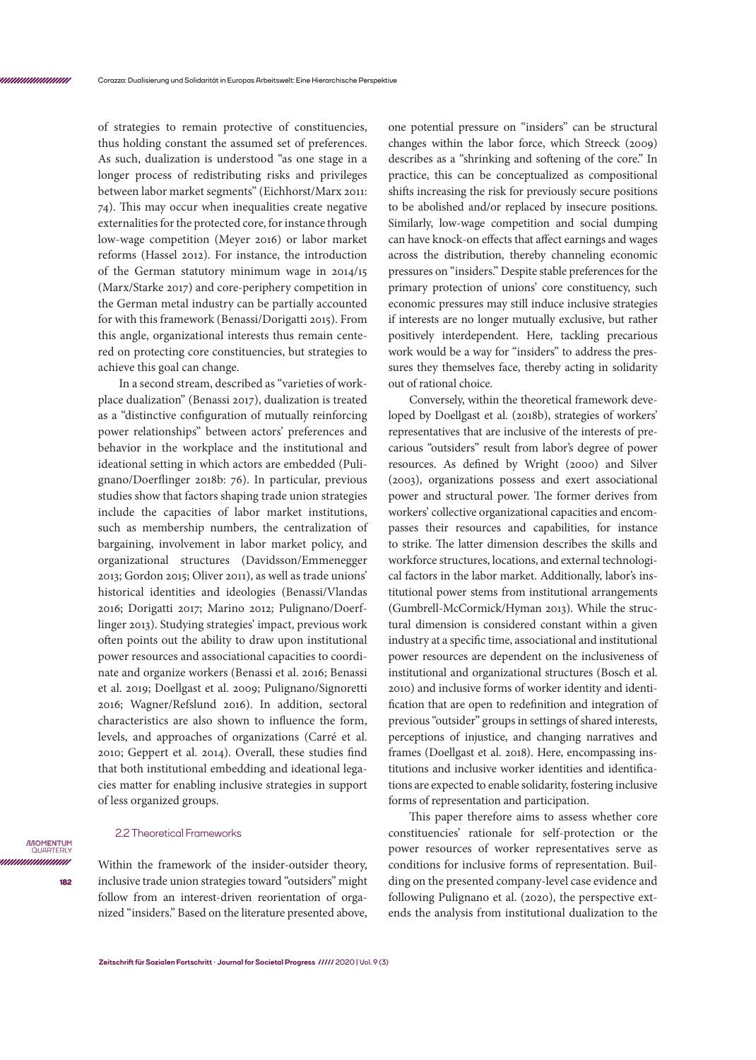of strategies to remain protective of constituencies, thus holding constant the assumed set of preferences. As such, dualization is understood "as one stage in a longer process of redistributing risks and privileges between labor market segments" (Eichhorst/Marx 2011: 74). This may occur when inequalities create negative externalities for the protected core, for instance through low-wage competition (Meyer 2016) or labor market reforms (Hassel 2012). For instance, the introduction of the German statutory minimum wage in 2014/15 (Marx/Starke 2017) and core-periphery competition in the German metal industry can be partially accounted for with this framework (Benassi/Dorigatti 2015). From this angle, organizational interests thus remain centered on protecting core constituencies, but strategies to achieve this goal can change.

In a second stream, described as "varieties of workplace dualization" (Benassi 2017), dualization is treated as a "distinctive configuration of mutually reinforcing power relationships" between actors' preferences and behavior in the workplace and the institutional and ideational setting in which actors are embedded (Pulignano/Doerflinger 2018b: 76). In particular, previous studies show that factors shaping trade union strategies include the capacities of labor market institutions, such as membership numbers, the centralization of bargaining, involvement in labor market policy, and organizational structures (Davidsson/Emmenegger 2013; Gordon 2015; Oliver 2011), as well as trade unions' historical identities and ideologies (Benassi/Vlandas 2016; Dorigatti 2017; Marino 2012; Pulignano/Doerflinger 2013). Studying strategies' impact, previous work often points out the ability to draw upon institutional power resources and associational capacities to coordinate and organize workers (Benassi et al. 2016; Benassi et al. 2019; Doellgast et al. 2009; Pulignano/Signoretti 2016; Wagner/Refslund 2016). In addition, sectoral characteristics are also shown to influence the form, levels, and approaches of organizations (Carré et al. 2010; Geppert et al. 2014). Overall, these studies find that both institutional embedding and ideational legacies matter for enabling inclusive strategies in support of less organized groups.

## 2.2 Theoretical Frameworks

Within the framework of the insider-outsider theory, inclusive trade union strategies toward "outsiders" might follow from an interest-driven reorientation of organized "insiders." Based on the literature presented above, one potential pressure on "insiders" can be structural changes within the labor force, which Streeck (2009) describes as a "shrinking and softening of the core." In practice, this can be conceptualized as compositional shifts increasing the risk for previously secure positions to be abolished and/or replaced by insecure positions. Similarly, low-wage competition and social dumping can have knock-on effects that affect earnings and wages across the distribution, thereby channeling economic pressures on "insiders." Despite stable preferences for the primary protection of unions' core constituency, such economic pressures may still induce inclusive strategies if interests are no longer mutually exclusive, but rather positively interdependent. Here, tackling precarious work would be a way for "insiders" to address the pressures they themselves face, thereby acting in solidarity out of rational choice.

Conversely, within the theoretical framework developed by Doellgast et al. (2018b), strategies of workers' representatives that are inclusive of the interests of precarious "outsiders" result from labor's degree of power resources. As defined by Wright (2000) and Silver (2003), organizations possess and exert associational power and structural power. The former derives from workers' collective organizational capacities and encompasses their resources and capabilities, for instance to strike. The latter dimension describes the skills and workforce structures, locations, and external technological factors in the labor market. Additionally, labor's institutional power stems from institutional arrangements (Gumbrell-McCormick/Hyman 2013). While the structural dimension is considered constant within a given industry at a specific time, associational and institutional power resources are dependent on the inclusiveness of institutional and organizational structures (Bosch et al. 2010) and inclusive forms of worker identity and identification that are open to redefinition and integration of previous "outsider" groups in settings of shared interests, perceptions of injustice, and changing narratives and frames (Doellgast et al. 2018). Here, encompassing institutions and inclusive worker identities and identifications are expected to enable solidarity, fostering inclusive forms of representation and participation.

This paper therefore aims to assess whether core constituencies' rationale for self-protection or the power resources of worker representatives serve as conditions for inclusive forms of representation. Building on the presented company-level case evidence and following Pulignano et al. (2020), the perspective extends the analysis from institutional dualization to the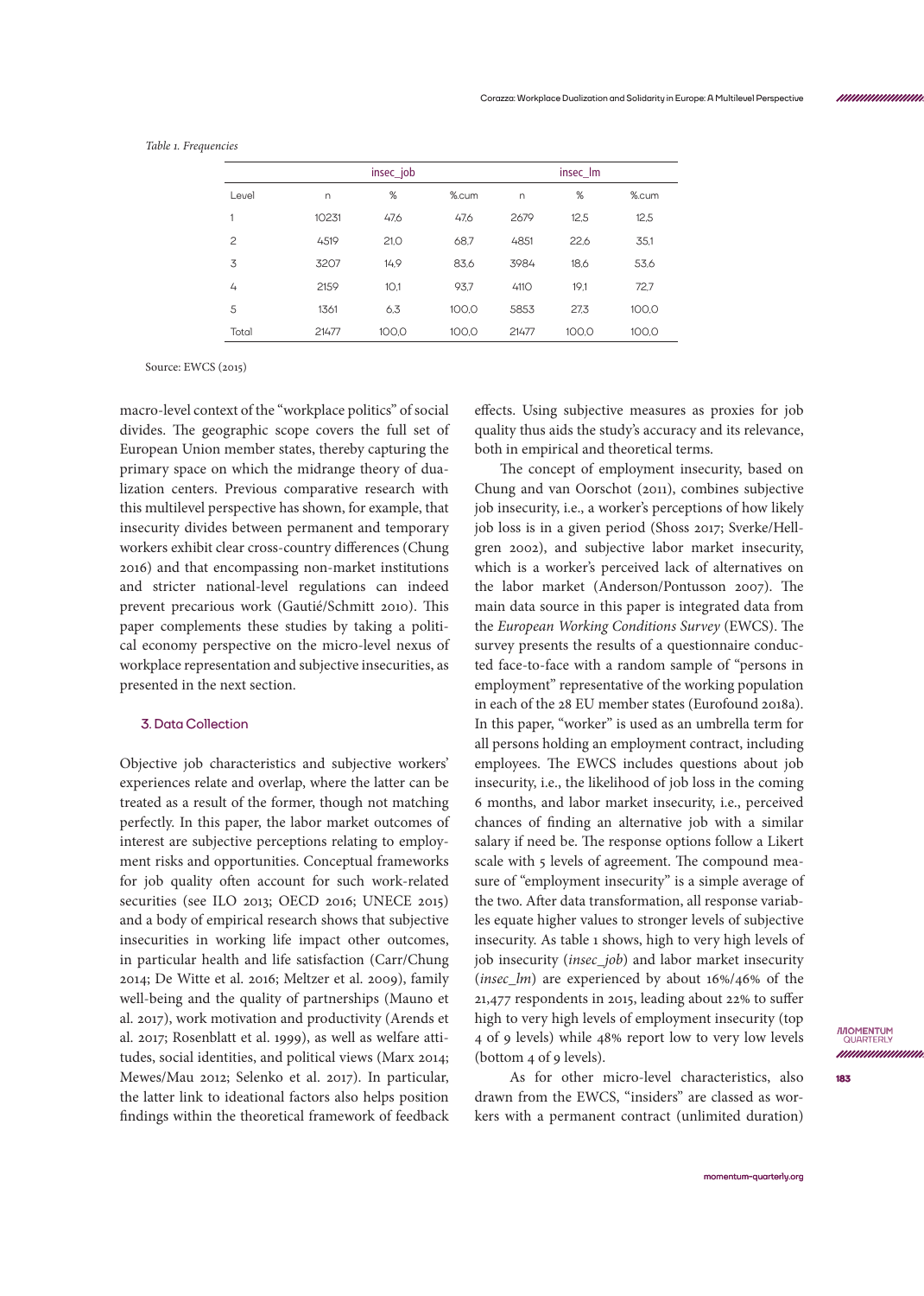*Table 1. Frequencies*

| | insec_job | | | insec_lm | | |
|---|---|---|---|---|---|---|
| Level | n | % | %.cum | n | % | %.cum |
| 1 | 10231 | 47,6 | 47,6 | 2679 | 12,5 | 12,5 |
| 2 | 4519 | 21,0 | 68,7 | 4851 | 22,6 | 35,1 |
| 3 | 3207 | 14,9 | 83,6 | 3984 | 18,6 | 53,6 |
| 4 | 2159 | 10,1 | 93,7 | 4110 | 19,1 | 72,7 |
| 5 | 1361 | 6,3 | 100,0 | 5853 | 27,3 | 100,0 |
| Total | 21477 | 100,0 | 100,0 | 21477 | 100,0 | 100,0 |

Source: EWCS (2015)

macro-level context of the "workplace politics" of social divides. The geographic scope covers the full set of European Union member states, thereby capturing the primary space on which the midrange theory of dualization centers. Previous comparative research with this multilevel perspective has shown, for example, that insecurity divides between permanent and temporary workers exhibit clear cross-country differences (Chung 2016) and that encompassing non-market institutions and stricter national-level regulations can indeed prevent precarious work (Gautié/Schmitt 2010). This paper complements these studies by taking a political economy perspective on the micro-level nexus of workplace representation and subjective insecurities, as presented in the next section.

## 3. Data Collection

Objective job characteristics and subjective workers' experiences relate and overlap, where the latter can be treated as a result of the former, though not matching perfectly. In this paper, the labor market outcomes of interest are subjective perceptions relating to employment risks and opportunities. Conceptual frameworks for job quality often account for such work-related securities (see ILO 2013; OECD 2016; UNECE 2015) and a body of empirical research shows that subjective insecurities in working life impact other outcomes, in particular health and life satisfaction (Carr/Chung 2014; De Witte et al. 2016; Meltzer et al. 2009), family well-being and the quality of partnerships (Mauno et al. 2017), work motivation and productivity (Arends et al. 2017; Rosenblatt et al. 1999), as well as welfare attitudes, social identities, and political views (Marx 2014; Mewes/Mau 2012; Selenko et al. 2017). In particular, the latter link to ideational factors also helps position findings within the theoretical framework of feedback effects. Using subjective measures as proxies for job quality thus aids the study's accuracy and its relevance, both in empirical and theoretical terms.

The concept of employment insecurity, based on Chung and van Oorschot (2011), combines subjective job insecurity, i.e., a worker's perceptions of how likely job loss is in a given period (Shoss 2017; Sverke/Hellgren 2002), and subjective labor market insecurity, which is a worker's perceived lack of alternatives on the labor market (Anderson/Pontusson 2007). The main data source in this paper is integrated data from the *European Working Conditions Survey* (EWCS). The survey presents the results of a questionnaire conducted face-to-face with a random sample of "persons in employment" representative of the working population in each of the 28 EU member states (Eurofound 2018a). In this paper, "worker" is used as an umbrella term for all persons holding an employment contract, including employees. The EWCS includes questions about job insecurity, i.e., the likelihood of job loss in the coming 6 months, and labor market insecurity, i.e., perceived chances of finding an alternative job with a similar salary if need be. The response options follow a Likert scale with 5 levels of agreement. The compound measure of "employment insecurity" is a simple average of the two. After data transformation, all response variables equate higher values to stronger levels of subjective insecurity. As table 1 shows, high to very high levels of job insecurity (*insec_job*) and labor market insecurity (*insec_lm*) are experienced by about 16%/46% of the 21,477 respondents in 2015, leading about 22% to suffer high to very high levels of employment insecurity (top 4 of 9 levels) while 48% report low to very low levels (bottom 4 of 9 levels).

As for other micro-level characteristics, also drawn from the EWCS, "insiders" are classed as workers with a permanent contract (unlimited duration)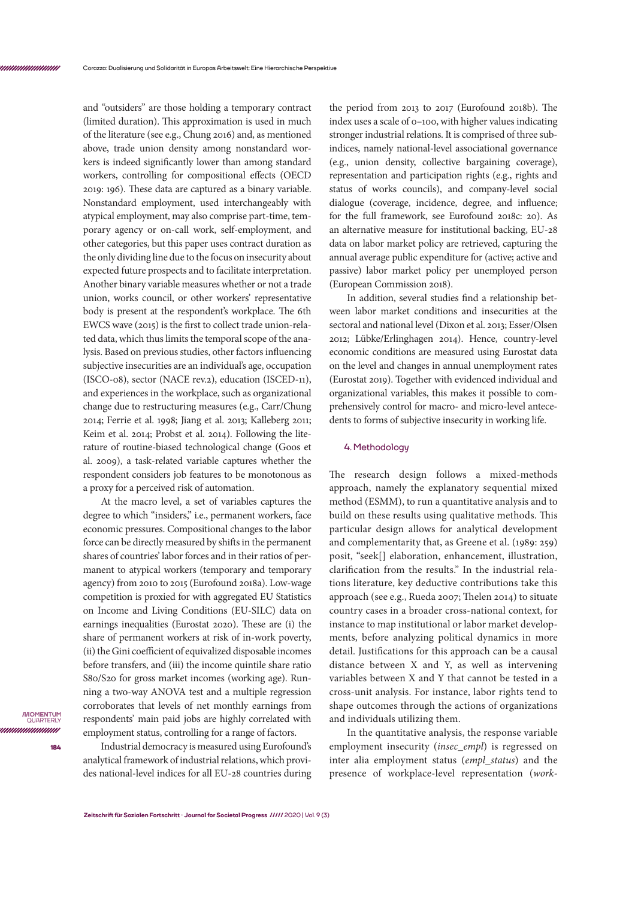and "outsiders" are those holding a temporary contract (limited duration). This approximation is used in much of the literature (see e.g., Chung 2016) and, as mentioned above, trade union density among nonstandard workers is indeed significantly lower than among standard workers, controlling for compositional effects (OECD 2019: 196). These data are captured as a binary variable. Nonstandard employment, used interchangeably with atypical employment, may also comprise part-time, temporary agency or on-call work, self-employment, and other categories, but this paper uses contract duration as the only dividing line due to the focus on insecurity about expected future prospects and to facilitate interpretation. Another binary variable measures whether or not a trade union, works council, or other workers' representative body is present at the respondent's workplace. The 6th EWCS wave (2015) is the first to collect trade union-related data, which thus limits the temporal scope of the analysis. Based on previous studies, other factors influencing subjective insecurities are an individual's age, occupation (ISCO-08), sector (NACE rev.2), education (ISCED-11), and experiences in the workplace, such as organizational change due to restructuring measures (e.g., Carr/Chung 2014; Ferrie et al. 1998; Jiang et al. 2013; Kalleberg 2011; Keim et al. 2014; Probst et al. 2014). Following the literature of routine-biased technological change (Goos et al. 2009), a task-related variable captures whether the respondent considers job features to be monotonous as a proxy for a perceived risk of automation.

At the macro level, a set of variables captures the degree to which "insiders," i.e., permanent workers, face economic pressures. Compositional changes to the labor force can be directly measured by shifts in the permanent shares of countries' labor forces and in their ratios of permanent to atypical workers (temporary and temporary agency) from 2010 to 2015 (Eurofound 2018a). Low-wage competition is proxied for with aggregated EU Statistics on Income and Living Conditions (EU-SILC) data on earnings inequalities (Eurostat 2020). These are (i) the share of permanent workers at risk of in-work poverty, (ii) the Gini coefficient of equivalized disposable incomes before transfers, and (iii) the income quintile share ratio S80/S20 for gross market incomes (working age). Running a two-way ANOVA test and a multiple regression corroborates that levels of net monthly earnings from respondents' main paid jobs are highly correlated with employment status, controlling for a range of factors.

Industrial democracy is measured using Eurofound's analytical framework of industrial relations, which provides national-level indices for all EU-28 countries during the period from 2013 to 2017 (Eurofound 2018b). The index uses a scale of 0–100, with higher values indicating stronger industrial relations. It is comprised of three subindices, namely national-level associational governance (e.g., union density, collective bargaining coverage), representation and participation rights (e.g., rights and status of works councils), and company-level social dialogue (coverage, incidence, degree, and influence; for the full framework, see Eurofound 2018c: 20). As an alternative measure for institutional backing, EU-28 data on labor market policy are retrieved, capturing the annual average public expenditure for (active; active and passive) labor market policy per unemployed person (European Commission 2018).

In addition, several studies find a relationship between labor market conditions and insecurities at the sectoral and national level (Dixon et al. 2013; Esser/Olsen 2012; Lübke/Erlinghagen 2014). Hence, country-level economic conditions are measured using Eurostat data on the level and changes in annual unemployment rates (Eurostat 2019). Together with evidenced individual and organizational variables, this makes it possible to comprehensively control for macro- and micro-level antecedents to forms of subjective insecurity in working life.

## 4. Methodology

The research design follows a mixed-methods approach, namely the explanatory sequential mixed method (ESMM), to run a quantitative analysis and to build on these results using qualitative methods. This particular design allows for analytical development and complementarity that, as Greene et al. (1989: 259) posit, "seek[] elaboration, enhancement, illustration, clarification from the results." In the industrial relations literature, key deductive contributions take this approach (see e.g., Rueda 2007; Thelen 2014) to situate country cases in a broader cross-national context, for instance to map institutional or labor market developments, before analyzing political dynamics in more detail. Justifications for this approach can be a causal distance between X and Y, as well as intervening variables between X and Y that cannot be tested in a cross-unit analysis. For instance, labor rights tend to shape outcomes through the actions of organizations and individuals utilizing them.

In the quantitative analysis, the response variable employment insecurity (*insec_empl*) is regressed on inter alia employment status (*empl_status*) and the presence of workplace-level representation (*work-*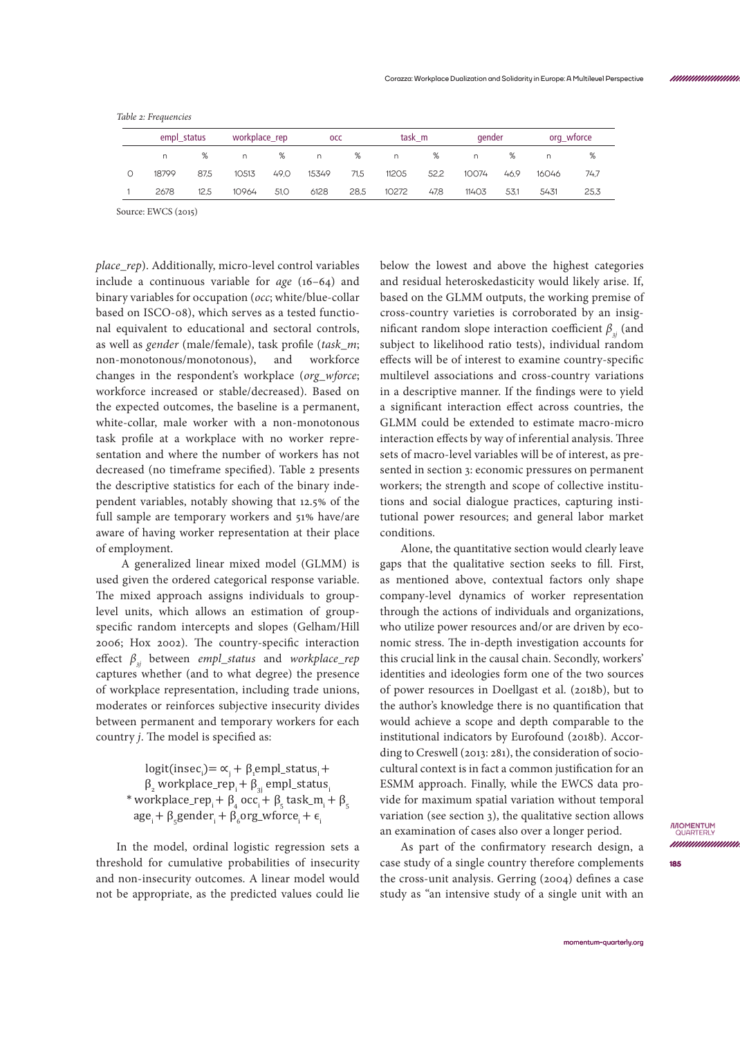*Table 2: Frequencies*

| | empl_status | | workplace_rep | | occ | | task_m | | gender | | org_wforce | |
|---|---|---|---|---|---|---|---|---|---|---|---|---|
| | n | % | n | % | n | % | n | % | n | % | n | % |
| 0 | 18799 | 87.5 | 10513 | 49.0 | 15349 | 71.5 | 11205 | 52.2 | 10074 | 46.9 | 16046 | 74.7 |
| 1 | 2678 | 12.5 | 10964 | 51.0 | 6128 | 28.5 | 10272 | 47.8 | 11403 | 53.1 | 5431 | 25.3 |

Source: EWCS (2015)

*place_rep*). Additionally, micro-level control variables include a continuous variable for *age* (16–64) and binary variables for occupation (*occ*; white/blue-collar based on ISCO-08), which serves as a tested functional equivalent to educational and sectoral controls, as well as *gender* (male/female), task profile (*task_m*; non-monotonous/monotonous), and workforce changes in the respondent's workplace (*org_wforce*; workforce increased or stable/decreased). Based on the expected outcomes, the baseline is a permanent, white-collar, male worker with a non-monotonous task profile at a workplace with no worker representation and where the number of workers has not decreased (no timeframe specified). Table 2 presents the descriptive statistics for each of the binary independent variables, notably showing that 12.5% of the full sample are temporary workers and 51% have/are aware of having worker representation at their place of employment.

A generalized linear mixed model (GLMM) is used given the ordered categorical response variable. The mixed approach assigns individuals to group-level units, which allows an estimation of group-specific random intercepts and slopes (Gelham/Hill 2006; Hox 2002). The country-specific interaction effect $\beta_{3j}$ between *empl_status* and *workplace_rep* captures whether (and to what degree) the presence of workplace representation, including trade unions, moderates or reinforces subjective insecurity divides between permanent and temporary workers for each country *j*. The model is specified as:

$$\text{logit}(\text{insec}_i) = \alpha_j + \beta_1 \text{empl\_status}_i + \beta_2\, \text{workplace\_rep}_i + \beta_{3j}\, \text{empl\_status}_i * \text{workplace\_rep}_i + \beta_4\, \text{occ}_i + \beta_5\, \text{task\_m}_i + \beta_5\, \text{age}_i + \beta_5 \text{gender}_i + \beta_6 \text{org\_wforce}_i + \epsilon_i$$

In the model, ordinal logistic regression sets a threshold for cumulative probabilities of insecurity and non-insecurity outcomes. A linear model would not be appropriate, as the predicted values could lie below the lowest and above the highest categories and residual heteroskedasticity would likely arise. If, based on the GLMM outputs, the working premise of cross-country varieties is corroborated by an insignificant random slope interaction coefficient $\beta_{3j}$ (and subject to likelihood ratio tests), individual random effects will be of interest to examine country-specific multilevel associations and cross-country variations in a descriptive manner. If the findings were to yield a significant interaction effect across countries, the GLMM could be extended to estimate macro-micro interaction effects by way of inferential analysis. Three sets of macro-level variables will be of interest, as presented in section 3: economic pressures on permanent workers; the strength and scope of collective institutions and social dialogue practices, capturing institutional power resources; and general labor market conditions.

Alone, the quantitative section would clearly leave gaps that the qualitative section seeks to fill. First, as mentioned above, contextual factors only shape company-level dynamics of worker representation through the actions of individuals and organizations, who utilize power resources and/or are driven by economic stress. The in-depth investigation accounts for this crucial link in the causal chain. Secondly, workers' identities and ideologies form one of the two sources of power resources in Doellgast et al. (2018b), but to the author's knowledge there is no quantification that would achieve a scope and depth comparable to the institutional indicators by Eurofound (2018b). According to Creswell (2013: 281), the consideration of socio-cultural context is in fact a common justification for an ESMM approach. Finally, while the EWCS data provide for maximum spatial variation without temporal variation (see section 3), the qualitative section allows an examination of cases also over a longer period.

As part of the confirmatory research design, a case study of a single country therefore complements the cross-unit analysis. Gerring (2004) defines a case study as "an intensive study of a single unit with an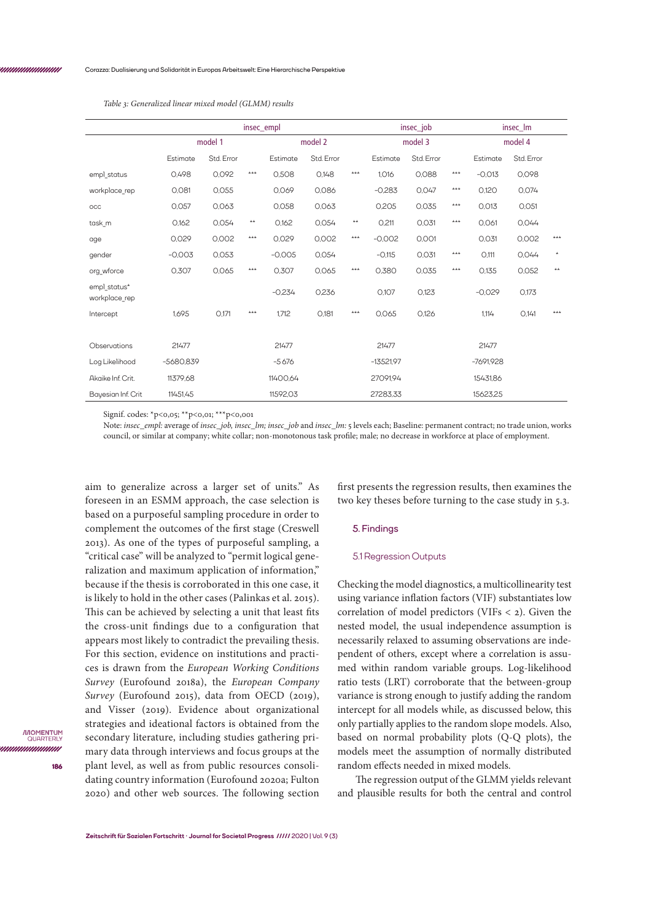*Table 3: Generalized linear mixed model (GLMM) results*

| | insec_empl | | | | | | insec_job | | | insec_lm | | |
|---|---|---|---|---|---|---|---|---|---|---|---|---|
| | model 1 | | | model 2 | | | model 3 | | | model 4 | | |
| | Estimate | Std. Error | | Estimate | Std. Error | | Estimate | Std. Error | | Estimate | Std. Error | |
| empl_status | 0,498 | 0,092 | *** | 0,508 | 0,148 | *** | 1,016 | 0,088 | *** | −0,013 | 0,098 | |
| workplace_rep | 0,081 | 0,055 | | 0,069 | 0,086 | | −0,283 | 0,047 | *** | 0,120 | 0,074 | |
| occ | 0,057 | 0,063 | | 0,058 | 0,063 | | 0,205 | 0,035 | *** | 0,013 | 0,051 | |
| task_m | 0,162 | 0,054 | ** | 0,162 | 0,054 | ** | 0,211 | 0,031 | *** | 0,061 | 0,044 | |
| age | 0,029 | 0,002 | *** | 0,029 | 0,002 | *** | −0,002 | 0,001 | | 0,031 | 0,002 | *** |
| gender | −0,003 | 0,053 | | −0,005 | 0,054 | | −0,115 | 0,031 | *** | 0,111 | 0,044 | * |
| org_wforce | 0,307 | 0,065 | *** | 0,307 | 0,065 | *** | 0,380 | 0,035 | *** | 0,135 | 0,052 | ** |
| empl_status* workplace_rep | | | | −0,234 | 0,236 | | 0,107 | 0,123 | | −0,029 | 0,173 | |
| Intercept | 1,695 | 0,171 | *** | 1,712 | 0,181 | *** | 0,065 | 0,126 | | 1,114 | 0,141 | *** |
| | | | | | | | | | | | | |
| Observations | 21477 | | | 21477 | | | 21477 | | | 21477 | | |
| Log Likelihood | −5680,839 | | | −5 676 | | | −13521,97 | | | −7691,928 | | |
| Akaike Inf. Crit. | 11379,68 | | | 11400,64 | | | 27091,94 | | | 15431,86 | | |
| Bayesian Inf. Crit | 11451,45 | | | 11592,03 | | | 27283,33 | | | 15623,25 | | |

Signif. codes: *p<0,05; **p<0,01; ***p<0,001

Note: *insec_empl:* average of *insec_job, insec_lm; insec_job* and *insec_lm:* 5 levels each; Baseline: permanent contract; no trade union, works council, or similar at company; white collar; non-monotonous task profile; male; no decrease in workforce at place of employment.

aim to generalize across a larger set of units." As foreseen in an ESMM approach, the case selection is based on a purposeful sampling procedure in order to complement the outcomes of the first stage (Creswell 2013). As one of the types of purposeful sampling, a "critical case" will be analyzed to "permit logical generalization and maximum application of information," because if the thesis is corroborated in this one case, it is likely to hold in the other cases (Palinkas et al. 2015). This can be achieved by selecting a unit that least fits the cross-unit findings due to a configuration that appears most likely to contradict the prevailing thesis. For this section, evidence on institutions and practices is drawn from the *European Working Conditions Survey* (Eurofound 2018a), the *European Company Survey* (Eurofound 2015), data from OECD (2019), and Visser (2019). Evidence about organizational strategies and ideational factors is obtained from the secondary literature, including studies gathering primary data through interviews and focus groups at the plant level, as well as from public resources consolidating country information (Eurofound 2020a; Fulton 2020) and other web sources. The following section first presents the regression results, then examines the two key theses before turning to the case study in 5.3.

## 5. Findings

### 5.1 Regression Outputs

Checking the model diagnostics, a multicollinearity test using variance inflation factors (VIF) substantiates low correlation of model predictors (VIFs < 2). Given the nested model, the usual independence assumption is necessarily relaxed to assuming observations are independent of others, except where a correlation is assumed within random variable groups. Log-likelihood ratio tests (LRT) corroborate that the between-group variance is strong enough to justify adding the random intercept for all models while, as discussed below, this only partially applies to the random slope models. Also, based on normal probability plots (Q-Q plots), the models meet the assumption of normally distributed random effects needed in mixed models.

The regression output of the GLMM yields relevant and plausible results for both the central and control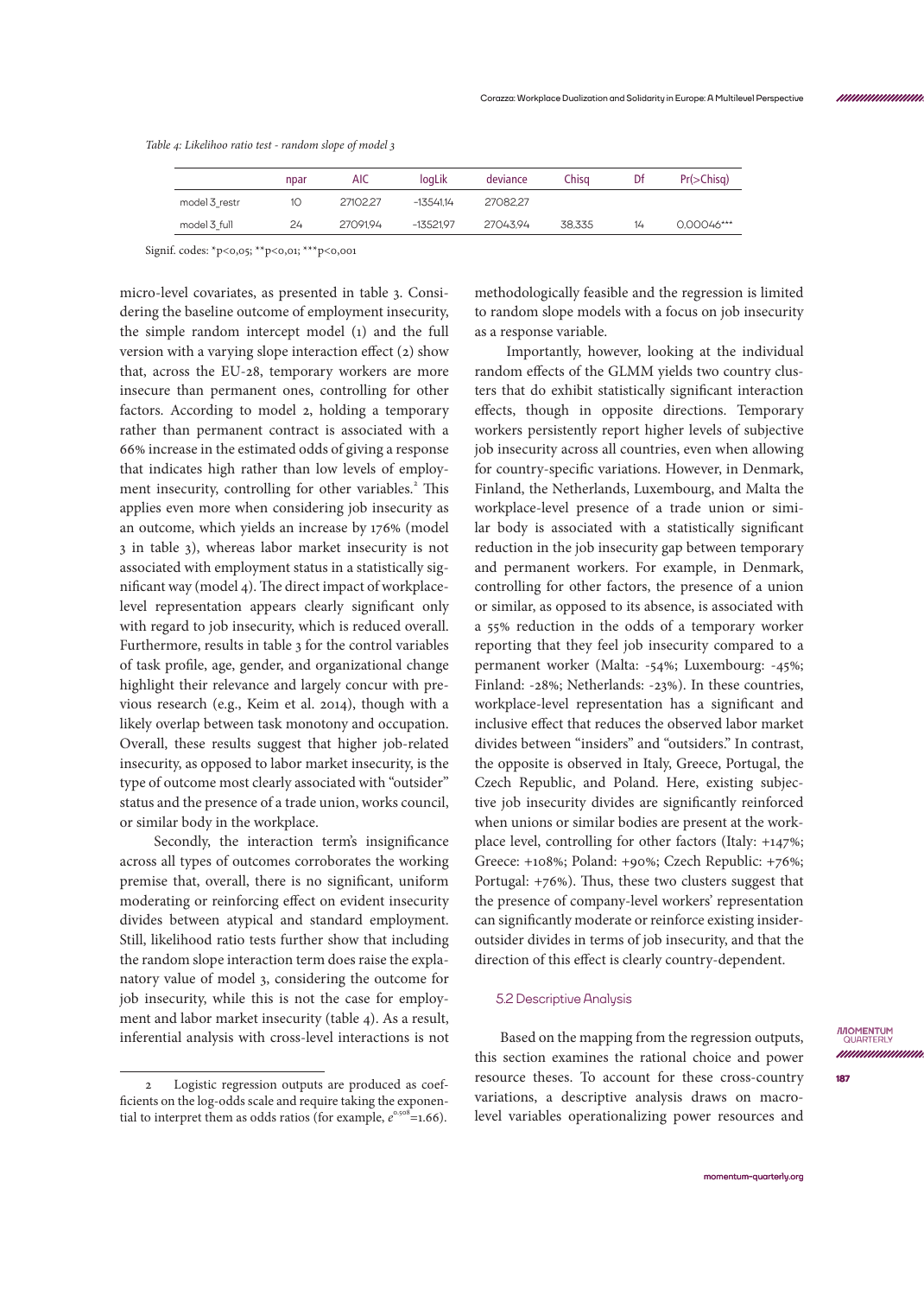*Table 4: Likelihoo ratio test - random slope of model 3*

| | npar | AIC | logLik | deviance | Chisq | Df | Pr(>Chisq) |
|---|---|---|---|---|---|---|---|
| model 3_restr | 10 | 27102,27 | -13541,14 | 27082,27 | | | |
| model 3_full | 24 | 27091,94 | -13521,97 | 27043,94 | 38,335 | 14 | 0,00046*** |

Signif. codes: *p<0,05; **p<0,01; ***p<0,001

micro-level covariates, as presented in table 3. Considering the baseline outcome of employment insecurity, the simple random intercept model (1) and the full version with a varying slope interaction effect (2) show that, across the EU-28, temporary workers are more insecure than permanent ones, controlling for other factors. According to model 2, holding a temporary rather than permanent contract is associated with a 66% increase in the estimated odds of giving a response that indicates high rather than low levels of employment insecurity, controlling for other variables.[2] This applies even more when considering job insecurity as an outcome, which yields an increase by 176% (model 3 in table 3), whereas labor market insecurity is not associated with employment status in a statistically significant way (model 4). The direct impact of workplace-level representation appears clearly significant only with regard to job insecurity, which is reduced overall. Furthermore, results in table 3 for the control variables of task profile, age, gender, and organizational change highlight their relevance and largely concur with previous research (e.g., Keim et al. 2014), though with a likely overlap between task monotony and occupation. Overall, these results suggest that higher job-related insecurity, as opposed to labor market insecurity, is the type of outcome most clearly associated with "outsider" status and the presence of a trade union, works council, or similar body in the workplace.

Secondly, the interaction term's insignificance across all types of outcomes corroborates the working premise that, overall, there is no significant, uniform moderating or reinforcing effect on evident insecurity divides between atypical and standard employment. Still, likelihood ratio tests further show that including the random slope interaction term does raise the explanatory value of model 3, considering the outcome for job insecurity, while this is not the case for employment and labor market insecurity (table 4). As a result, inferential analysis with cross-level interactions is not methodologically feasible and the regression is limited to random slope models with a focus on job insecurity as a response variable.

Importantly, however, looking at the individual random effects of the GLMM yields two country clusters that do exhibit statistically significant interaction effects, though in opposite directions. Temporary workers persistently report higher levels of subjective job insecurity across all countries, even when allowing for country-specific variations. However, in Denmark, Finland, the Netherlands, Luxembourg, and Malta the workplace-level presence of a trade union or similar body is associated with a statistically significant reduction in the job insecurity gap between temporary and permanent workers. For example, in Denmark, controlling for other factors, the presence of a union or similar, as opposed to its absence, is associated with a 55% reduction in the odds of a temporary worker reporting that they feel job insecurity compared to a permanent worker (Malta: -54%; Luxembourg: -45%; Finland: -28%; Netherlands: -23%). In these countries, workplace-level representation has a significant and inclusive effect that reduces the observed labor market divides between "insiders" and "outsiders." In contrast, the opposite is observed in Italy, Greece, Portugal, the Czech Republic, and Poland. Here, existing subjective job insecurity divides are significantly reinforced when unions or similar bodies are present at the workplace level, controlling for other factors (Italy: +147%; Greece: +108%; Poland: +90%; Czech Republic: +76%; Portugal: +76%). Thus, these two clusters suggest that the presence of company-level workers' representation can significantly moderate or reinforce existing insider-outsider divides in terms of job insecurity, and that the direction of this effect is clearly country-dependent.

### 5.2 Descriptive Analysis

Based on the mapping from the regression outputs, this section examines the rational choice and power resource theses. To account for these cross-country variations, a descriptive analysis draws on macro-level variables operationalizing power resources and

---

[2] Logistic regression outputs are produced as coefficients on the log-odds scale and require taking the exponential to interpret them as odds ratios (for example, $e^{0.508}=1.66$).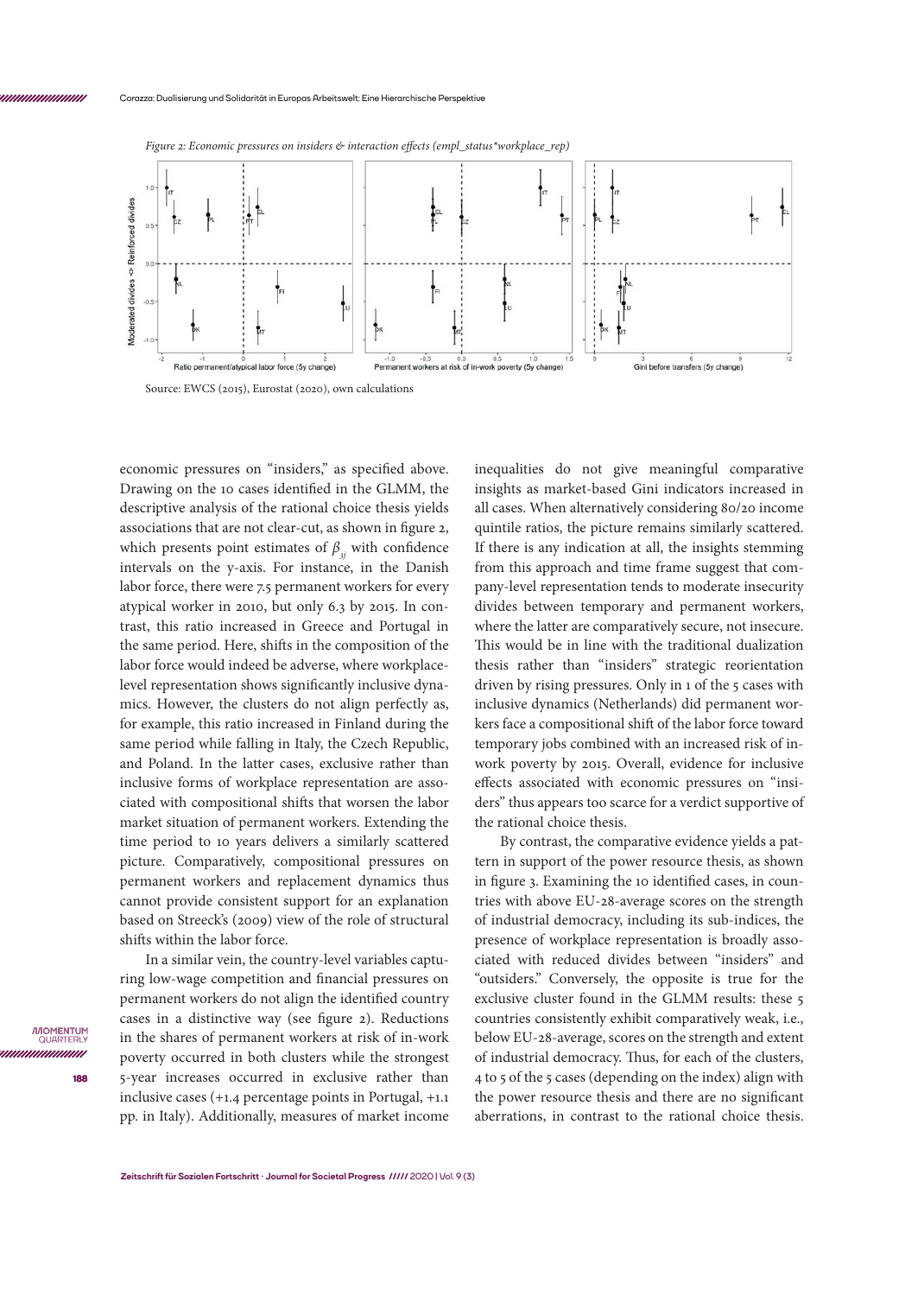*Figure 2: Economic pressures on insiders & interaction effects (empl_status*workplace_rep)*

Source: EWCS (2015), Eurostat (2020), own calculations

economic pressures on "insiders," as specified above. Drawing on the 10 cases identified in the GLMM, the descriptive analysis of the rational choice thesis yields associations that are not clear-cut, as shown in figure 2, which presents point estimates of $\beta_{3j}$ with confidence intervals on the y-axis. For instance, in the Danish labor force, there were 7.5 permanent workers for every atypical worker in 2010, but only 6.3 by 2015. In contrast, this ratio increased in Greece and Portugal in the same period. Here, shifts in the composition of the labor force would indeed be adverse, where workplace-level representation shows significantly inclusive dynamics. However, the clusters do not align perfectly as, for example, this ratio increased in Finland during the same period while falling in Italy, the Czech Republic, and Poland. In the latter cases, exclusive rather than inclusive forms of workplace representation are associated with compositional shifts that worsen the labor market situation of permanent workers. Extending the time period to 10 years delivers a similarly scattered picture. Comparatively, compositional pressures on permanent workers and replacement dynamics thus cannot provide consistent support for an explanation based on Streeck's (2009) view of the role of structural shifts within the labor force.

In a similar vein, the country-level variables capturing low-wage competition and financial pressures on permanent workers do not align the identified country cases in a distinctive way (see figure 2). Reductions in the shares of permanent workers at risk of in-work poverty occurred in both clusters while the strongest 5-year increases occurred in exclusive rather than inclusive cases (+1.4 percentage points in Portugal, +1.1 pp. in Italy). Additionally, measures of market income inequalities do not give meaningful comparative insights as market-based Gini indicators increased in all cases. When alternatively considering 80/20 income quintile ratios, the picture remains similarly scattered. If there is any indication at all, the insights stemming from this approach and time frame suggest that company-level representation tends to moderate insecurity divides between temporary and permanent workers, where the latter are comparatively secure, not insecure. This would be in line with the traditional dualization thesis rather than "insiders" strategic reorientation driven by rising pressures. Only in 1 of the 5 cases with inclusive dynamics (Netherlands) did permanent workers face a compositional shift of the labor force toward temporary jobs combined with an increased risk of in-work poverty by 2015. Overall, evidence for inclusive effects associated with economic pressures on "insiders" thus appears too scarce for a verdict supportive of the rational choice thesis.

By contrast, the comparative evidence yields a pattern in support of the power resource thesis, as shown in figure 3. Examining the 10 identified cases, in countries with above EU-28-average scores on the strength of industrial democracy, including its sub-indices, the presence of workplace representation is broadly associated with reduced divides between "insiders" and "outsiders." Conversely, the opposite is true for the exclusive cluster found in the GLMM results: these 5 countries consistently exhibit comparatively weak, i.e., below EU-28-average, scores on the strength and extent of industrial democracy. Thus, for each of the clusters, 4 to 5 of the 5 cases (depending on the index) align with the power resource thesis and there are no significant aberrations, in contrast to the rational choice thesis.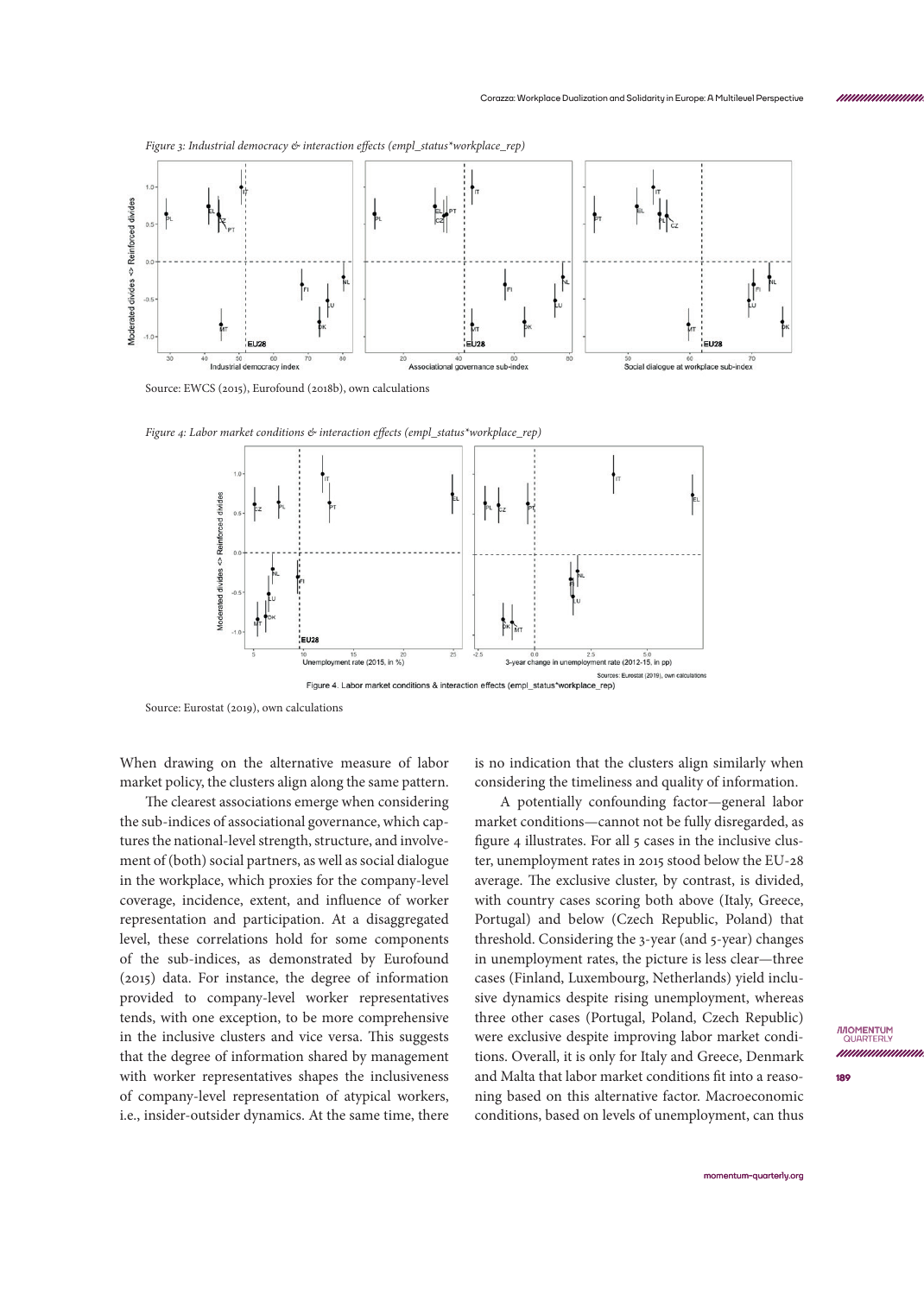*Figure 3: Industrial democracy & interaction effects (empl_status*workplace_rep)*

Source: EWCS (2015), Eurofound (2018b), own calculations

*Figure 4: Labor market conditions & interaction effects (empl_status*workplace_rep)*

Source: Eurostat (2019), own calculations

When drawing on the alternative measure of labor market policy, the clusters align along the same pattern.

The clearest associations emerge when considering the sub-indices of associational governance, which captures the national-level strength, structure, and involvement of (both) social partners, as well as social dialogue in the workplace, which proxies for the company-level coverage, incidence, extent, and influence of worker representation and participation. At a disaggregated level, these correlations hold for some components of the sub-indices, as demonstrated by Eurofound (2015) data. For instance, the degree of information provided to company-level worker representatives tends, with one exception, to be more comprehensive in the inclusive clusters and vice versa. This suggests that the degree of information shared by management with worker representatives shapes the inclusiveness of company-level representation of atypical workers, i.e., insider-outsider dynamics. At the same time, there is no indication that the clusters align similarly when considering the timeliness and quality of information.

A potentially confounding factor—general labor market conditions—cannot not be fully disregarded, as figure 4 illustrates. For all 5 cases in the inclusive cluster, unemployment rates in 2015 stood below the EU-28 average. The exclusive cluster, by contrast, is divided, with country cases scoring both above (Italy, Greece, Portugal) and below (Czech Republic, Poland) that threshold. Considering the 3-year (and 5-year) changes in unemployment rates, the picture is less clear—three cases (Finland, Luxembourg, Netherlands) yield inclusive dynamics despite rising unemployment, whereas three other cases (Portugal, Poland, Czech Republic) were exclusive despite improving labor market conditions. Overall, it is only for Italy and Greece, Denmark and Malta that labor market conditions fit into a reasoning based on this alternative factor. Macroeconomic conditions, based on levels of unemployment, can thus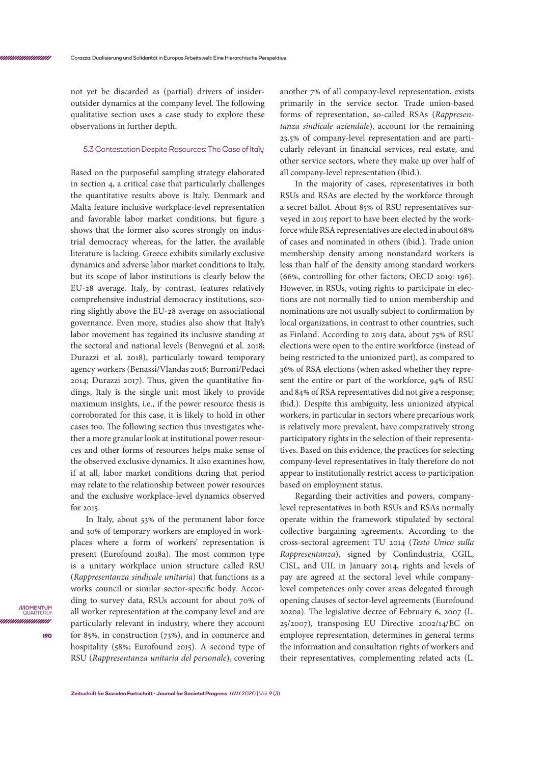not yet be discarded as (partial) drivers of insider-outsider dynamics at the company level. The following qualitative section uses a case study to explore these observations in further depth.

### 5.3 Contestation Despite Resources: The Case of Italy

Based on the purposeful sampling strategy elaborated in section 4, a critical case that particularly challenges the quantitative results above is Italy. Denmark and Malta feature inclusive workplace-level representation and favorable labor market conditions, but figure 3 shows that the former also scores strongly on industrial democracy whereas, for the latter, the available literature is lacking. Greece exhibits similarly exclusive dynamics and adverse labor market conditions to Italy, but its scope of labor institutions is clearly below the EU-28 average. Italy, by contrast, features relatively comprehensive industrial democracy institutions, scoring slightly above the EU-28 average on associational governance. Even more, studies also show that Italy's labor movement has regained its inclusive standing at the sectoral and national levels (Benvegnú et al. 2018; Durazzi et al. 2018), particularly toward temporary agency workers (Benassi/Vlandas 2016; Burroni/Pedaci 2014; Durazzi 2017). Thus, given the quantitative findings, Italy is the single unit most likely to provide maximum insights, i.e., if the power resource thesis is corroborated for this case, it is likely to hold in other cases too. The following section thus investigates whether a more granular look at institutional power resources and other forms of resources helps make sense of the observed exclusive dynamics. It also examines how, if at all, labor market conditions during that period may relate to the relationship between power resources and the exclusive workplace-level dynamics observed for 2015.

In Italy, about 53% of the permanent labor force and 30% of temporary workers are employed in workplaces where a form of workers' representation is present (Eurofound 2018a). The most common type is a unitary workplace union structure called RSU (*Rappresentanza sindicale unitaria*) that functions as a works council or similar sector-specific body. According to survey data, RSUs account for about 70% of all worker representation at the company level and are particularly relevant in industry, where they account for 85%, in construction (73%), and in commerce and hospitality (58%; Eurofound 2015). A second type of RSU (*Rappresentanza unitaria del personale*), covering another 7% of all company-level representation, exists primarily in the service sector. Trade union-based forms of representation, so-called RSAs (*Rappresentanza sindacale aziendale*), account for the remaining 23.5% of company-level representation and are particularly relevant in financial services, real estate, and other service sectors, where they make up over half of all company-level representation (ibid.).

In the majority of cases, representatives in both RSUs and RSAs are elected by the workforce through a secret ballot. About 85% of RSU representatives surveyed in 2015 report to have been elected by the workforce while RSA representatives are elected in about 68% of cases and nominated in others (ibid.). Trade union membership density among nonstandard workers is less than half of the density among standard workers (66%, controlling for other factors; OECD 2019: 196). However, in RSUs, voting rights to participate in elections are not normally tied to union membership and nominations are not usually subject to confirmation by local organizations, in contrast to other countries, such as Finland. According to 2015 data, about 75% of RSU elections were open to the entire workforce (instead of being restricted to the unionized part), as compared to 36% of RSA elections (when asked whether they represent the entire or part of the workforce, 94% of RSU and 84% of RSA representatives did not give a response; ibid.). Despite this ambiguity, less unionized atypical workers, in particular in sectors where precarious work is relatively more prevalent, have comparatively strong participatory rights in the selection of their representatives. Based on this evidence, the practices for selecting company-level representatives in Italy therefore do not appear to institutionally restrict access to participation based on employment status.

Regarding their activities and powers, company-level representatives in both RSUs and RSAs normally operate within the framework stipulated by sectoral collective bargaining agreements. According to the cross-sectoral agreement TU 2014 (*Testo Unico sulla Rappresentanza*), signed by Confindustria, CGIL, CISL, and UIL in January 2014, rights and levels of pay are agreed at the sectoral level while company-level competences only cover areas delegated through opening clauses of sector-level agreements (Eurofound 2020a). The legislative decree of February 6, 2007 (L. 25/2007), transposing EU Directive 2002/14/EC on employee representation, determines in general terms the information and consultation rights of workers and their representatives, complementing related acts (L.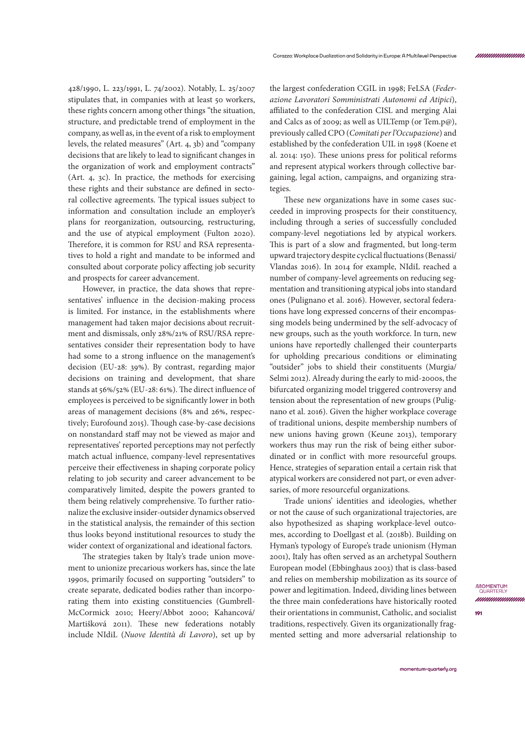428/1990, L. 223/1991, L. 74/2002). Notably, L. 25/2007 stipulates that, in companies with at least 50 workers, these rights concern among other things "the situation, structure, and predictable trend of employment in the company, as well as, in the event of a risk to employment levels, the related measures" (Art. 4, 3b) and "company decisions that are likely to lead to significant changes in the organization of work and employment contracts" (Art. 4, 3c). In practice, the methods for exercising these rights and their substance are defined in sectoral collective agreements. The typical issues subject to information and consultation include an employer's plans for reorganization, outsourcing, restructuring, and the use of atypical employment (Fulton 2020). Therefore, it is common for RSU and RSA representatives to hold a right and mandate to be informed and consulted about corporate policy affecting job security and prospects for career advancement.

However, in practice, the data shows that representatives' influence in the decision-making process is limited. For instance, in the establishments where management had taken major decisions about recruitment and dismissals, only 28%/21% of RSU/RSA representatives consider their representation body to have had some to a strong influence on the management's decision (EU-28: 39%). By contrast, regarding major decisions on training and development, that share stands at 56%/52% (EU-28: 61%). The direct influence of employees is perceived to be significantly lower in both areas of management decisions (8% and 26%, respectively; Eurofound 2015). Though case-by-case decisions on nonstandard staff may not be viewed as major and representatives' reported perceptions may not perfectly match actual influence, company-level representatives perceive their effectiveness in shaping corporate policy relating to job security and career advancement to be comparatively limited, despite the powers granted to them being relatively comprehensive. To further rationalize the exclusive insider-outsider dynamics observed in the statistical analysis, the remainder of this section thus looks beyond institutional resources to study the wider context of organizational and ideational factors.

The strategies taken by Italy's trade union movement to unionize precarious workers has, since the late 1990s, primarily focused on supporting "outsiders" to create separate, dedicated bodies rather than incorporating them into existing constituencies (Gumbrell-McCormick 2010; Heery/Abbot 2000; Kahancová/Martišková 2011). These new federations notably include NIdiL (*Nuove Identità di Lavoro*), set up by the largest confederation CGIL in 1998; FeLSA (*Federazione Lavoratori Somministrati Autonomi ed Atipici*), affiliated to the confederation CISL and merging Alai and Calcs as of 2009; as well as UILTemp (or Tem.p@), previously called CPO (*Comitati per l'Occupazione*) and established by the confederation UIL in 1998 (Koene et al. 2014: 150). These unions press for political reforms and represent atypical workers through collective bargaining, legal action, campaigns, and organizing strategies.

These new organizations have in some cases succeeded in improving prospects for their constituency, including through a series of successfully concluded company-level negotiations led by atypical workers. This is part of a slow and fragmented, but long-term upward trajectory despite cyclical fluctuations (Benassi/Vlandas 2016). In 2014 for example, NIdiL reached a number of company-level agreements on reducing segmentation and transitioning atypical jobs into standard ones (Pulignano et al. 2016). However, sectoral federations have long expressed concerns of their encompassing models being undermined by the self-advocacy of new groups, such as the youth workforce. In turn, new unions have reportedly challenged their counterparts for upholding precarious conditions or eliminating "outsider" jobs to shield their constituents (Murgia/Selmi 2012). Already during the early to mid-2000s, the bifurcated organizing model triggered controversy and tension about the representation of new groups (Pulignano et al. 2016). Given the higher workplace coverage of traditional unions, despite membership numbers of new unions having grown (Keune 2013), temporary workers thus may run the risk of being either subordinated or in conflict with more resourceful groups. Hence, strategies of separation entail a certain risk that atypical workers are considered not part, or even adversaries, of more resourceful organizations.

Trade unions' identities and ideologies, whether or not the cause of such organizational trajectories, are also hypothesized as shaping workplace-level outcomes, according to Doellgast et al. (2018b). Building on Hyman's typology of Europe's trade unionism (Hyman 2001), Italy has often served as an archetypal Southern European model (Ebbinghaus 2003) that is class-based and relies on membership mobilization as its source of power and legitimation. Indeed, dividing lines between the three main confederations have historically rooted their orientations in communist, Catholic, and socialist traditions, respectively. Given its organizationally fragmented setting and more adversarial relationship to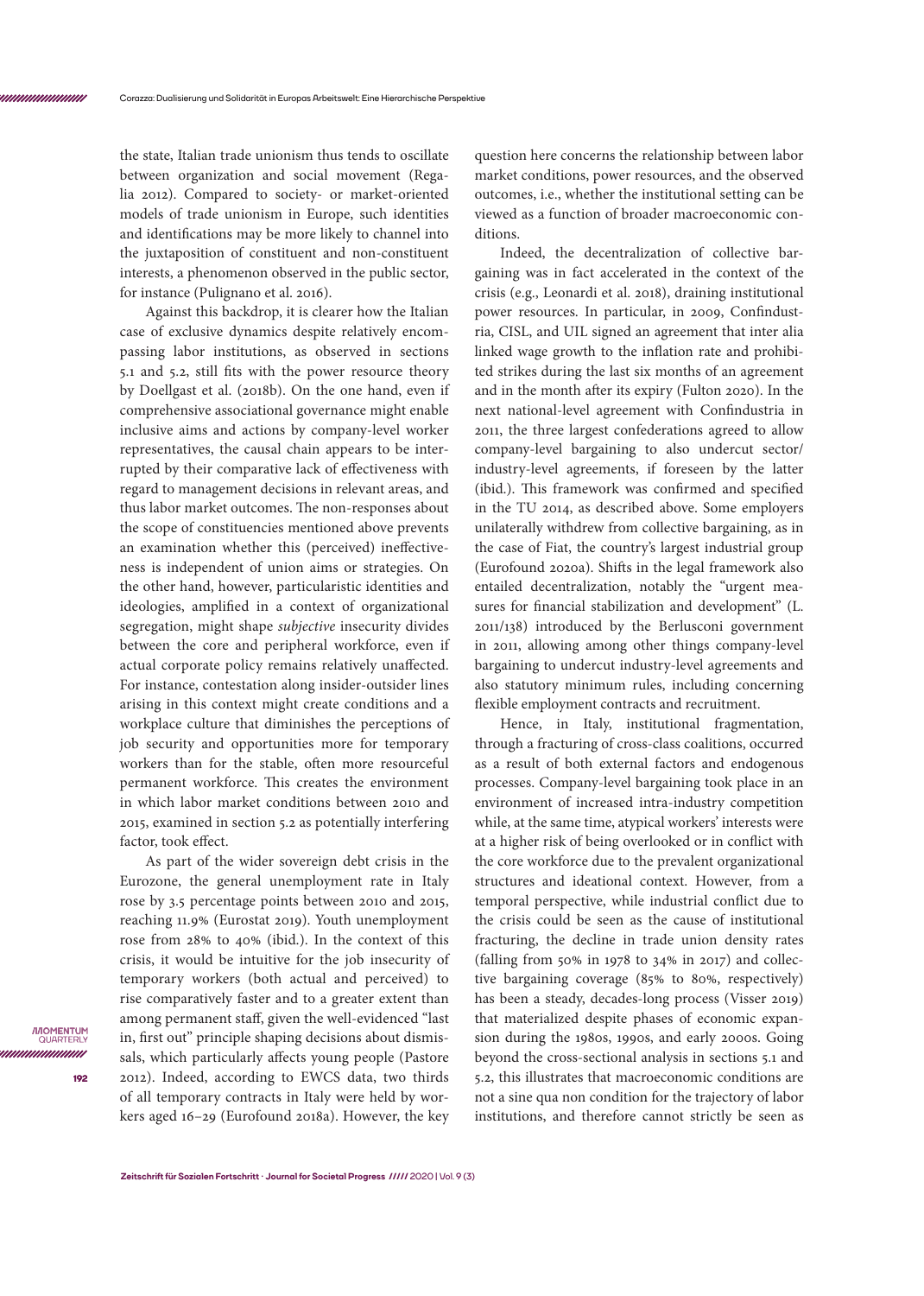the state, Italian trade unionism thus tends to oscillate between organization and social movement (Regalia 2012). Compared to society- or market-oriented models of trade unionism in Europe, such identities and identifications may be more likely to channel into the juxtaposition of constituent and non-constituent interests, a phenomenon observed in the public sector, for instance (Pulignano et al. 2016).

Against this backdrop, it is clearer how the Italian case of exclusive dynamics despite relatively encompassing labor institutions, as observed in sections 5.1 and 5.2, still fits with the power resource theory by Doellgast et al. (2018b). On the one hand, even if comprehensive associational governance might enable inclusive aims and actions by company-level worker representatives, the causal chain appears to be interrupted by their comparative lack of effectiveness with regard to management decisions in relevant areas, and thus labor market outcomes. The non-responses about the scope of constituencies mentioned above prevents an examination whether this (perceived) ineffectiveness is independent of union aims or strategies. On the other hand, however, particularistic identities and ideologies, amplified in a context of organizational segregation, might shape *subjective* insecurity divides between the core and peripheral workforce, even if actual corporate policy remains relatively unaffected. For instance, contestation along insider-outsider lines arising in this context might create conditions and a workplace culture that diminishes the perceptions of job security and opportunities more for temporary workers than for the stable, often more resourceful permanent workforce. This creates the environment in which labor market conditions between 2010 and 2015, examined in section 5.2 as potentially interfering factor, took effect.

As part of the wider sovereign debt crisis in the Eurozone, the general unemployment rate in Italy rose by 3.5 percentage points between 2010 and 2015, reaching 11.9% (Eurostat 2019). Youth unemployment rose from 28% to 40% (ibid.). In the context of this crisis, it would be intuitive for the job insecurity of temporary workers (both actual and perceived) to rise comparatively faster and to a greater extent than among permanent staff, given the well-evidenced "last in, first out" principle shaping decisions about dismissals, which particularly affects young people (Pastore 2012). Indeed, according to EWCS data, two thirds of all temporary contracts in Italy were held by workers aged 16–29 (Eurofound 2018a). However, the key question here concerns the relationship between labor market conditions, power resources, and the observed outcomes, i.e., whether the institutional setting can be viewed as a function of broader macroeconomic conditions.

Indeed, the decentralization of collective bargaining was in fact accelerated in the context of the crisis (e.g., Leonardi et al. 2018), draining institutional power resources. In particular, in 2009, Confindustria, CISL, and UIL signed an agreement that inter alia linked wage growth to the inflation rate and prohibited strikes during the last six months of an agreement and in the month after its expiry (Fulton 2020). In the next national-level agreement with Confindustria in 2011, the three largest confederations agreed to allow company-level bargaining to also undercut sector/industry-level agreements, if foreseen by the latter (ibid.). This framework was confirmed and specified in the TU 2014, as described above. Some employers unilaterally withdrew from collective bargaining, as in the case of Fiat, the country's largest industrial group (Eurofound 2020a). Shifts in the legal framework also entailed decentralization, notably the "urgent measures for financial stabilization and development" (L. 2011/138) introduced by the Berlusconi government in 2011, allowing among other things company-level bargaining to undercut industry-level agreements and also statutory minimum rules, including concerning flexible employment contracts and recruitment.

Hence, in Italy, institutional fragmentation, through a fracturing of cross-class coalitions, occurred as a result of both external factors and endogenous processes. Company-level bargaining took place in an environment of increased intra-industry competition while, at the same time, atypical workers' interests were at a higher risk of being overlooked or in conflict with the core workforce due to the prevalent organizational structures and ideational context. However, from a temporal perspective, while industrial conflict due to the crisis could be seen as the cause of institutional fracturing, the decline in trade union density rates (falling from 50% in 1978 to 34% in 2017) and collective bargaining coverage (85% to 80%, respectively) has been a steady, decades-long process (Visser 2019) that materialized despite phases of economic expansion during the 1980s, 1990s, and early 2000s. Going beyond the cross-sectional analysis in sections 5.1 and 5.2, this illustrates that macroeconomic conditions are not a sine qua non condition for the trajectory of labor institutions, and therefore cannot strictly be seen as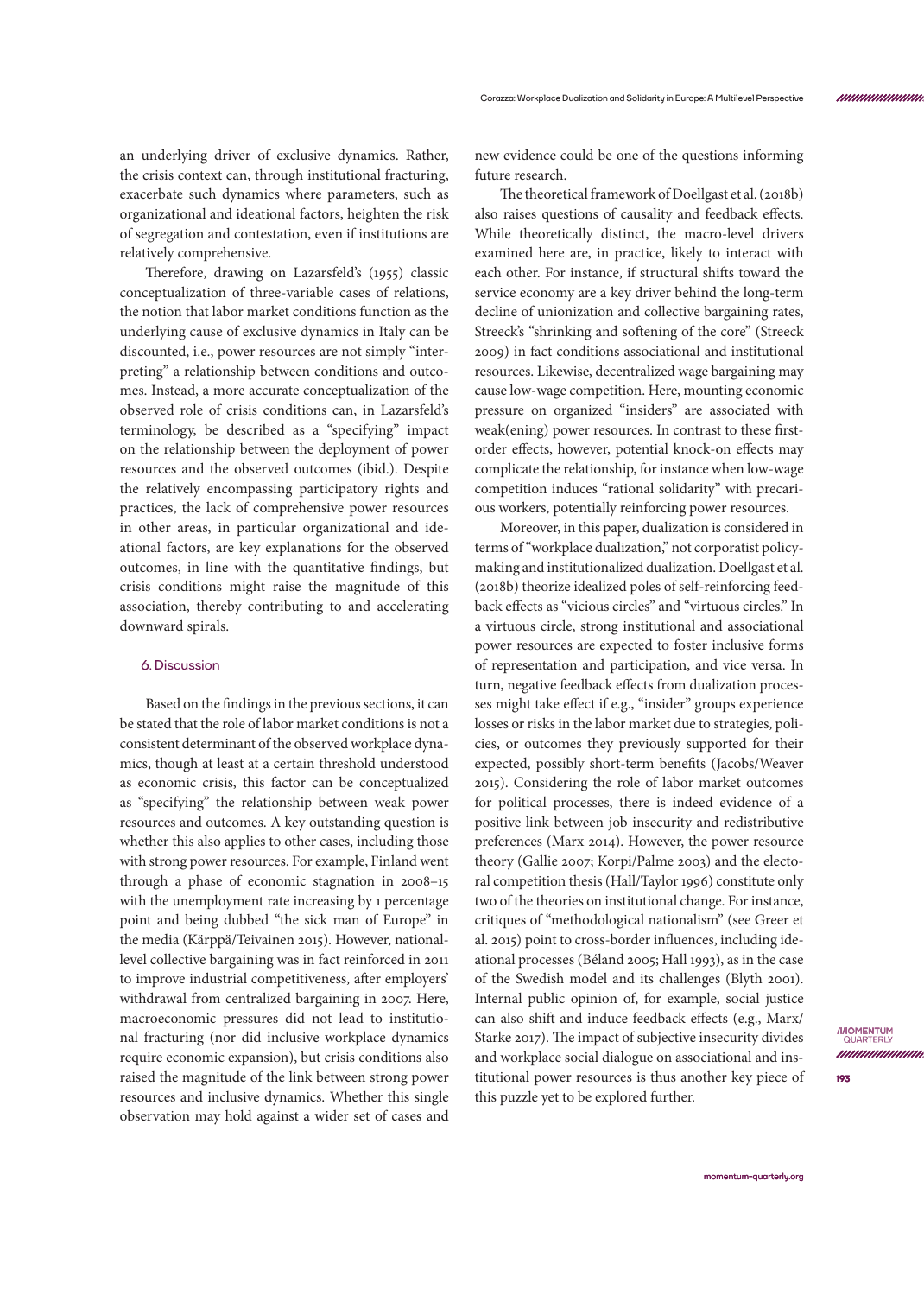an underlying driver of exclusive dynamics. Rather, the crisis context can, through institutional fracturing, exacerbate such dynamics where parameters, such as organizational and ideational factors, heighten the risk of segregation and contestation, even if institutions are relatively comprehensive.

Therefore, drawing on Lazarsfeld's (1955) classic conceptualization of three-variable cases of relations, the notion that labor market conditions function as the underlying cause of exclusive dynamics in Italy can be discounted, i.e., power resources are not simply "interpreting" a relationship between conditions and outcomes. Instead, a more accurate conceptualization of the observed role of crisis conditions can, in Lazarsfeld's terminology, be described as a "specifying" impact on the relationship between the deployment of power resources and the observed outcomes (ibid.). Despite the relatively encompassing participatory rights and practices, the lack of comprehensive power resources in other areas, in particular organizational and ideational factors, are key explanations for the observed outcomes, in line with the quantitative findings, but crisis conditions might raise the magnitude of this association, thereby contributing to and accelerating downward spirals.

## 6. Discussion

Based on the findings in the previous sections, it can be stated that the role of labor market conditions is not a consistent determinant of the observed workplace dynamics, though at least at a certain threshold understood as economic crisis, this factor can be conceptualized as "specifying" the relationship between weak power resources and outcomes. A key outstanding question is whether this also applies to other cases, including those with strong power resources. For example, Finland went through a phase of economic stagnation in 2008–15 with the unemployment rate increasing by 1 percentage point and being dubbed "the sick man of Europe" in the media (Kärppä/Teivainen 2015). However, national-level collective bargaining was in fact reinforced in 2011 to improve industrial competitiveness, after employers' withdrawal from centralized bargaining in 2007. Here, macroeconomic pressures did not lead to institutional fracturing (nor did inclusive workplace dynamics require economic expansion), but crisis conditions also raised the magnitude of the link between strong power resources and inclusive dynamics. Whether this single observation may hold against a wider set of cases and new evidence could be one of the questions informing future research.

The theoretical framework of Doellgast et al. (2018b) also raises questions of causality and feedback effects. While theoretically distinct, the macro-level drivers examined here are, in practice, likely to interact with each other. For instance, if structural shifts toward the service economy are a key driver behind the long-term decline of unionization and collective bargaining rates, Streeck's "shrinking and softening of the core" (Streeck 2009) in fact conditions associational and institutional resources. Likewise, decentralized wage bargaining may cause low-wage competition. Here, mounting economic pressure on organized "insiders" are associated with weak(ening) power resources. In contrast to these first-order effects, however, potential knock-on effects may complicate the relationship, for instance when low-wage competition induces "rational solidarity" with precarious workers, potentially reinforcing power resources.

Moreover, in this paper, dualization is considered in terms of "workplace dualization," not corporatist policy-making and institutionalized dualization. Doellgast et al. (2018b) theorize idealized poles of self-reinforcing feedback effects as "vicious circles" and "virtuous circles." In a virtuous circle, strong institutional and associational power resources are expected to foster inclusive forms of representation and participation, and vice versa. In turn, negative feedback effects from dualization processes might take effect if e.g., "insider" groups experience losses or risks in the labor market due to strategies, policies, or outcomes they previously supported for their expected, possibly short-term benefits (Jacobs/Weaver 2015). Considering the role of labor market outcomes for political processes, there is indeed evidence of a positive link between job insecurity and redistributive preferences (Marx 2014). However, the power resource theory (Gallie 2007; Korpi/Palme 2003) and the electoral competition thesis (Hall/Taylor 1996) constitute only two of the theories on institutional change. For instance, critiques of "methodological nationalism" (see Greer et al. 2015) point to cross-border influences, including ideational processes (Béland 2005; Hall 1993), as in the case of the Swedish model and its challenges (Blyth 2001). Internal public opinion of, for example, social justice can also shift and induce feedback effects (e.g., Marx/Starke 2017). The impact of subjective insecurity divides and workplace social dialogue on associational and institutional power resources is thus another key piece of this puzzle yet to be explored further.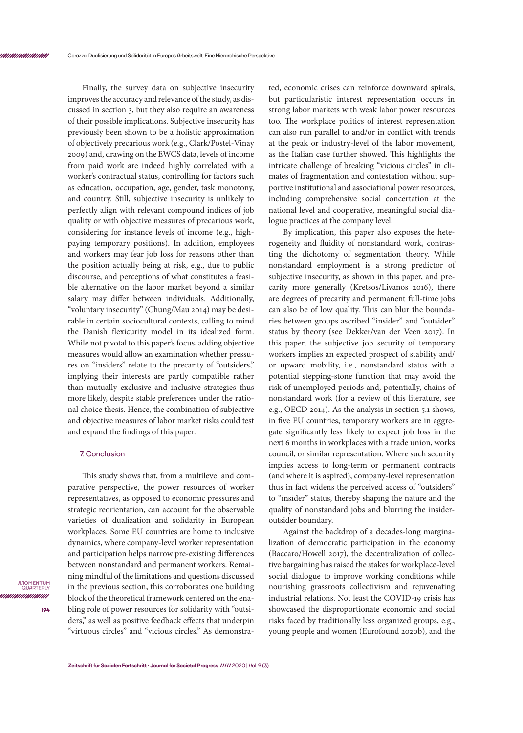Finally, the survey data on subjective insecurity improves the accuracy and relevance of the study, as discussed in section 3, but they also require an awareness of their possible implications. Subjective insecurity has previously been shown to be a holistic approximation of objectively precarious work (e.g., Clark/Postel-Vinay 2009) and, drawing on the EWCS data, levels of income from paid work are indeed highly correlated with a worker's contractual status, controlling for factors such as education, occupation, age, gender, task monotony, and country. Still, subjective insecurity is unlikely to perfectly align with relevant compound indices of job quality or with objective measures of precarious work, considering for instance levels of income (e.g., high-paying temporary positions). In addition, employees and workers may fear job loss for reasons other than the position actually being at risk, e.g., due to public discourse, and perceptions of what constitutes a feasible alternative on the labor market beyond a similar salary may differ between individuals. Additionally, "voluntary insecurity" (Chung/Mau 2014) may be desirable in certain sociocultural contexts, calling to mind the Danish flexicurity model in its idealized form. While not pivotal to this paper's focus, adding objective measures would allow an examination whether pressures on "insiders" relate to the precarity of "outsiders," implying their interests are partly compatible rather than mutually exclusive and inclusive strategies thus more likely, despite stable preferences under the rational choice thesis. Hence, the combination of subjective and objective measures of labor market risks could test and expand the findings of this paper.

## 7. Conclusion

This study shows that, from a multilevel and comparative perspective, the power resources of worker representatives, as opposed to economic pressures and strategic reorientation, can account for the observable varieties of dualization and solidarity in European workplaces. Some EU countries are home to inclusive dynamics, where company-level worker representation and participation helps narrow pre-existing differences between nonstandard and permanent workers. Remaining mindful of the limitations and questions discussed in the previous section, this corroborates one building block of the theoretical framework centered on the enabling role of power resources for solidarity with "outsiders," as well as positive feedback effects that underpin "virtuous circles" and "vicious circles." As demonstrated, economic crises can reinforce downward spirals, but particularistic interest representation occurs in strong labor markets with weak labor power resources too. The workplace politics of interest representation can also run parallel to and/or in conflict with trends at the peak or industry-level of the labor movement, as the Italian case further showed. This highlights the intricate challenge of breaking "vicious circles" in climates of fragmentation and contestation without supportive institutional and associational power resources, including comprehensive social concertation at the national level and cooperative, meaningful social dialogue practices at the company level.

By implication, this paper also exposes the heterogeneity and fluidity of nonstandard work, contrasting the dichotomy of segmentation theory. While nonstandard employment is a strong predictor of subjective insecurity, as shown in this paper, and precarity more generally (Kretsos/Livanos 2016), there are degrees of precarity and permanent full-time jobs can also be of low quality. This can blur the boundaries between groups ascribed "insider" and "outsider" status by theory (see Dekker/van der Veen 2017). In this paper, the subjective job security of temporary workers implies an expected prospect of stability and/or upward mobility, i.e., nonstandard status with a potential stepping-stone function that may avoid the risk of unemployed periods and, potentially, chains of nonstandard work (for a review of this literature, see e.g., OECD 2014). As the analysis in section 5.1 shows, in five EU countries, temporary workers are in aggregate significantly less likely to expect job loss in the next 6 months in workplaces with a trade union, works council, or similar representation. Where such security implies access to long-term or permanent contracts (and where it is aspired), company-level representation thus in fact widens the perceived access of "outsiders" to "insider" status, thereby shaping the nature and the quality of nonstandard jobs and blurring the insider-outsider boundary.

Against the backdrop of a decades-long marginalization of democratic participation in the economy (Baccaro/Howell 2017), the decentralization of collective bargaining has raised the stakes for workplace-level social dialogue to improve working conditions while nourishing grassroots collectivism and rejuvenating industrial relations. Not least the COVID-19 crisis has showcased the disproportionate economic and social risks faced by traditionally less organized groups, e.g., young people and women (Eurofound 2020b), and the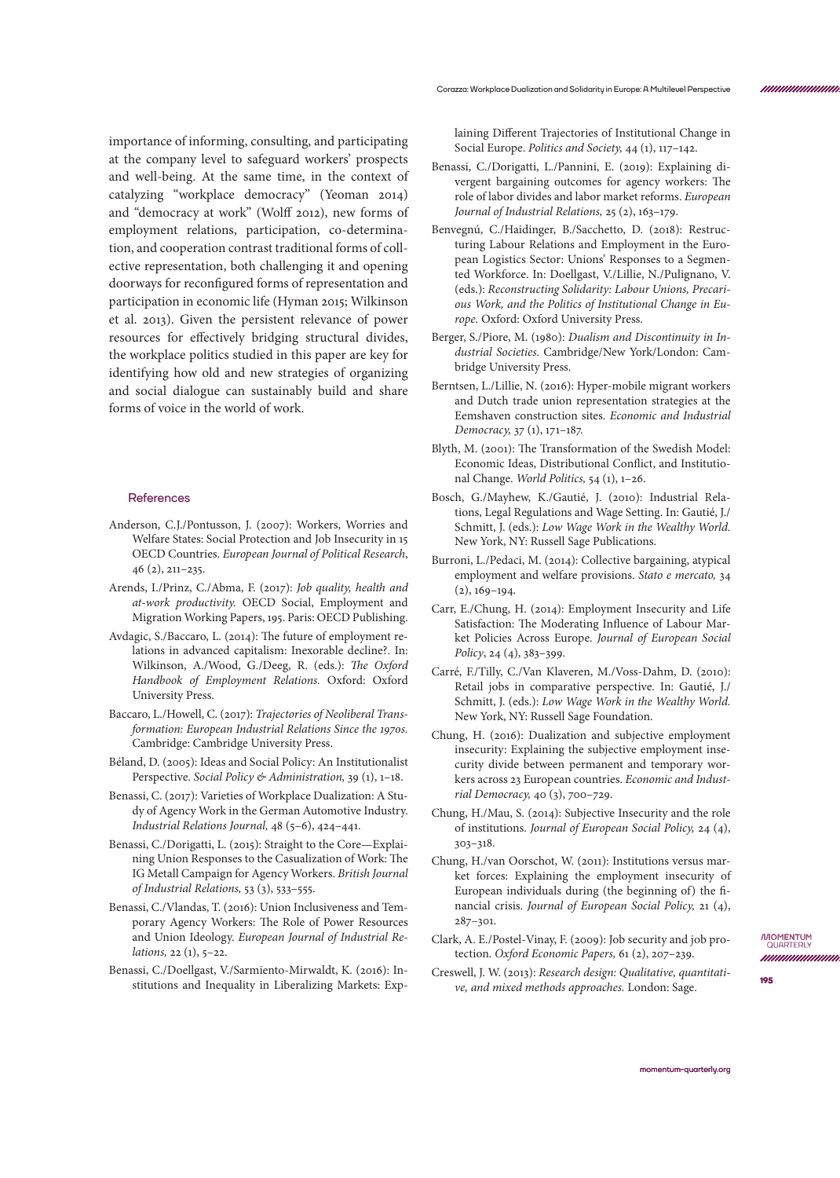importance of informing, consulting, and participating at the company level to safeguard workers' prospects and well-being. At the same time, in the context of catalyzing "workplace democracy" (Yeoman 2014) and "democracy at work" (Wolff 2012), new forms of employment relations, participation, co-determination, and cooperation contrast traditional forms of collective representation, both challenging it and opening doorways for reconfigured forms of representation and participation in economic life (Hyman 2015; Wilkinson et al. 2013). Given the persistent relevance of power resources for effectively bridging structural divides, the workplace politics studied in this paper are key for identifying how old and new strategies of organizing and social dialogue can sustainably build and share forms of voice in the world of work.

## References

Anderson, C.J./Pontusson, J. (2007): Workers, Worries and Welfare States: Social Protection and Job Insecurity in 15 OECD Countries. *European Journal of Political Research*, 46 (2), 211–235.

Arends, I./Prinz, C./Abma, F. (2017): *Job quality, health and at-work productivity.* OECD Social, Employment and Migration Working Papers, 195. Paris: OECD Publishing.

Avdagic, S./Baccaro, L. (2014): The future of employment relations in advanced capitalism: Inexorable decline?. In: Wilkinson, A./Wood, G./Deeg, R. (eds.): *The Oxford Handbook of Employment Relations.* Oxford: Oxford University Press.

Baccaro, L./Howell, C. (2017): *Trajectories of Neoliberal Transformation: European Industrial Relations Since the 1970s.* Cambridge: Cambridge University Press.

Béland, D. (2005): Ideas and Social Policy: An Institutionalist Perspective. *Social Policy & Administration,* 39 (1), 1–18.

Benassi, C. (2017): Varieties of Workplace Dualization: A Study of Agency Work in the German Automotive Industry. *Industrial Relations Journal,* 48 (5–6), 424–441.

Benassi, C./Dorigatti, L. (2015): Straight to the Core—Explaining Union Responses to the Casualization of Work: The IG Metall Campaign for Agency Workers. *British Journal of Industrial Relations,* 53 (3), 533–555.

Benassi, C./Vlandas, T. (2016): Union Inclusiveness and Temporary Agency Workers: The Role of Power Resources and Union Ideology. *European Journal of Industrial Relations,* 22 (1), 5–22.

Benassi, C./Doellgast, V./Sarmiento-Mirwaldt, K. (2016): Institutions and Inequality in Liberalizing Markets: Explaining Different Trajectories of Institutional Change in Social Europe. *Politics and Society,* 44 (1), 117–142.

Benassi, C./Dorigatti, L./Pannini, E. (2019): Explaining divergent bargaining outcomes for agency workers: The role of labor divides and labor market reforms. *European Journal of Industrial Relations,* 25 (2), 163–179.

Benvegnú, C./Haidinger, B./Sacchetto, D. (2018): Restructuring Labour Relations and Employment in the European Logistics Sector: Unions' Responses to a Segmented Workforce. In: Doellgast, V./Lillie, N./Pulignano, V. (eds.): *Reconstructing Solidarity: Labour Unions, Precarious Work, and the Politics of Institutional Change in Europe.* Oxford: Oxford University Press.

Berger, S./Piore, M. (1980): *Dualism and Discontinuity in Industrial Societies.* Cambridge/New York/London: Cambridge University Press.

Berntsen, L./Lillie, N. (2016): Hyper-mobile migrant workers and Dutch trade union representation strategies at the Eemshaven construction sites. *Economic and Industrial Democracy,* 37 (1), 171–187.

Blyth, M. (2001): The Transformation of the Swedish Model: Economic Ideas, Distributional Conflict, and Institutional Change. *World Politics,* 54 (1), 1–26.

Bosch, G./Mayhew, K./Gautié, J. (2010): Industrial Relations, Legal Regulations and Wage Setting. In: Gautié, J./Schmitt, J. (eds.): *Low Wage Work in the Wealthy World.* New York, NY: Russell Sage Publications.

Burroni, L./Pedaci, M. (2014): Collective bargaining, atypical employment and welfare provisions. *Stato e mercato,* 34 (2), 169–194.

Carr, E./Chung, H. (2014): Employment Insecurity and Life Satisfaction: The Moderating Influence of Labour Market Policies Across Europe. *Journal of European Social Policy*, 24 (4), 383–399.

Carré, F./Tilly, C./Van Klaveren, M./Voss-Dahm, D. (2010): Retail jobs in comparative perspective. In: Gautié, J./Schmitt, J. (eds.): *Low Wage Work in the Wealthy World.* New York, NY: Russell Sage Foundation.

Chung, H. (2016): Dualization and subjective employment insecurity: Explaining the subjective employment insecurity divide between permanent and temporary workers across 23 European countries. *Economic and Industrial Democracy,* 40 (3), 700–729.

Chung, H./Mau, S. (2014): Subjective Insecurity and the role of institutions. *Journal of European Social Policy,* 24 (4), 303–318.

Chung, H./van Oorschot, W. (2011): Institutions versus market forces: Explaining the employment insecurity of European individuals during (the beginning of) the financial crisis. *Journal of European Social Policy,* 21 (4), 287–301.

Clark, A. E./Postel-Vinay, F. (2009): Job security and job protection. *Oxford Economic Papers,* 61 (2), 207–239.

Creswell, J. W. (2013): *Research design: Qualitative, quantitative, and mixed methods approaches.* London: Sage.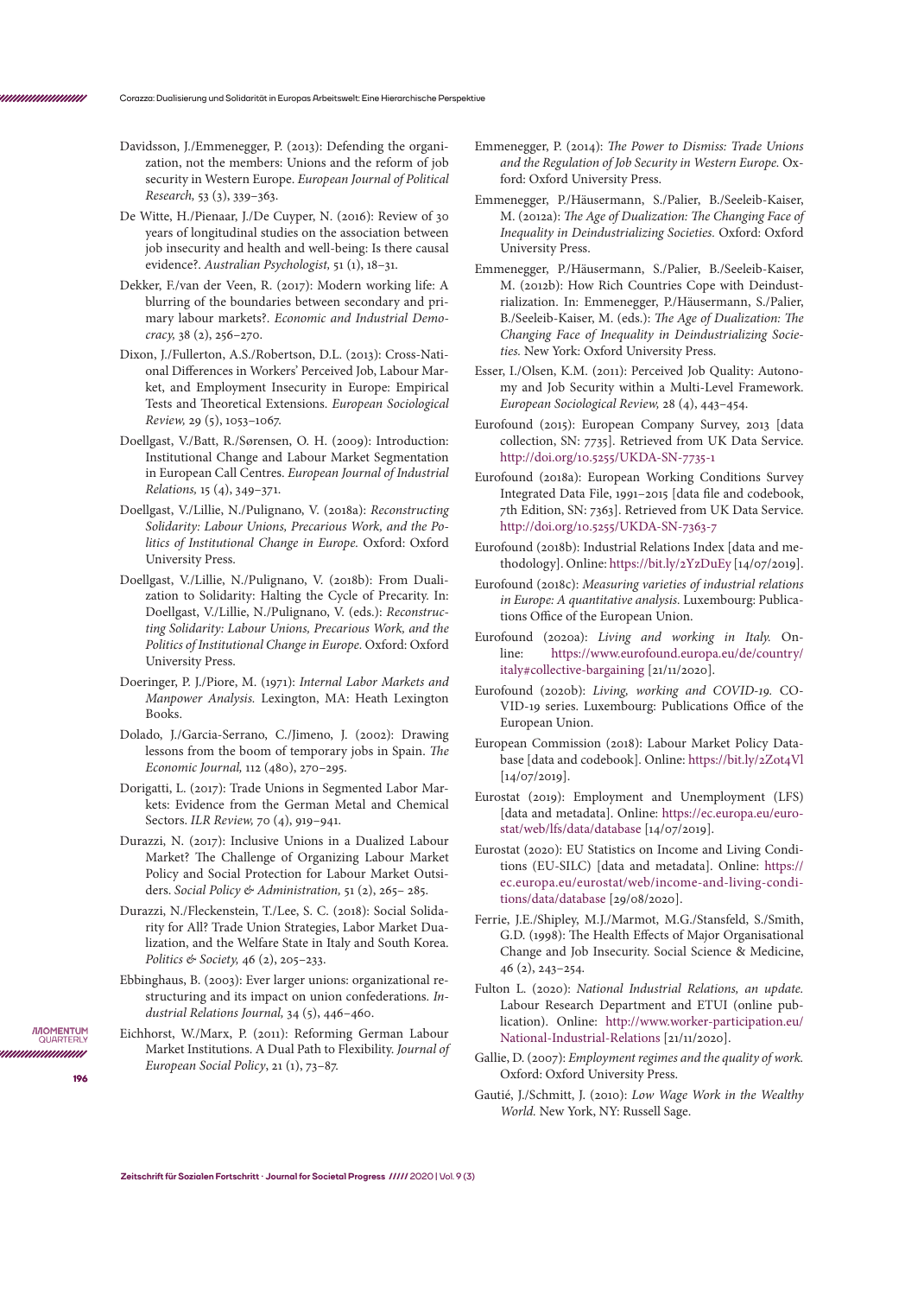Davidsson, J./Emmenegger, P. (2013): Defending the organization, not the members: Unions and the reform of job security in Western Europe. *European Journal of Political Research,* 53 (3), 339–363.

De Witte, H./Pienaar, J./De Cuyper, N. (2016): Review of 30 years of longitudinal studies on the association between job insecurity and health and well-being: Is there causal evidence?. *Australian Psychologist,* 51 (1), 18–31.

Dekker, F./van der Veen, R. (2017): Modern working life: A blurring of the boundaries between secondary and primary labour markets?. *Economic and Industrial Democracy,* 38 (2), 256–270.

Dixon, J./Fullerton, A.S./Robertson, D.L. (2013): Cross-National Differences in Workers' Perceived Job, Labour Market, and Employment Insecurity in Europe: Empirical Tests and Theoretical Extensions. *European Sociological Review,* 29 (5), 1053–1067.

Doellgast, V./Batt, R./Sørensen, O. H. (2009): Introduction: Institutional Change and Labour Market Segmentation in European Call Centres. *European Journal of Industrial Relations,* 15 (4), 349–371.

Doellgast, V./Lillie, N./Pulignano, V. (2018a): *Reconstructing Solidarity: Labour Unions, Precarious Work, and the Politics of Institutional Change in Europe.* Oxford: Oxford University Press.

Doellgast, V./Lillie, N./Pulignano, V. (2018b): From Dualization to Solidarity: Halting the Cycle of Precarity. In: Doellgast, V./Lillie, N./Pulignano, V. (eds.): *Reconstructing Solidarity: Labour Unions, Precarious Work, and the Politics of Institutional Change in Europe.* Oxford: Oxford University Press.

Doeringer, P. J./Piore, M. (1971): *Internal Labor Markets and Manpower Analysis.* Lexington, MA: Heath Lexington Books.

Dolado, J./Garcia-Serrano, C./Jimeno, J. (2002): Drawing lessons from the boom of temporary jobs in Spain. *The Economic Journal,* 112 (480), 270–295.

Dorigatti, L. (2017): Trade Unions in Segmented Labor Markets: Evidence from the German Metal and Chemical Sectors. *ILR Review,* 70 (4), 919–941.

Durazzi, N. (2017): Inclusive Unions in a Dualized Labour Market? The Challenge of Organizing Labour Market Policy and Social Protection for Labour Market Outsiders. *Social Policy & Administration,* 51 (2), 265– 285.

Durazzi, N./Fleckenstein, T./Lee, S. C. (2018): Social Solidarity for All? Trade Union Strategies, Labor Market Dualization, and the Welfare State in Italy and South Korea. *Politics & Society,* 46 (2), 205–233.

Ebbinghaus, B. (2003): Ever larger unions: organizational restructuring and its impact on union confederations. *Industrial Relations Journal,* 34 (5), 446–460.

Eichhorst, W./Marx, P. (2011): Reforming German Labour Market Institutions. A Dual Path to Flexibility. *Journal of European Social Policy*, 21 (1), 73–87.

Emmenegger, P. (2014): *The Power to Dismiss: Trade Unions and the Regulation of Job Security in Western Europe.* Oxford: Oxford University Press.

Emmenegger, P./Häusermann, S./Palier, B./Seeleib-Kaiser, M. (2012a): *The Age of Dualization: The Changing Face of Inequality in Deindustrializing Societies.* Oxford: Oxford University Press.

Emmenegger, P./Häusermann, S./Palier, B./Seeleib-Kaiser, M. (2012b): How Rich Countries Cope with Deindustrialization. In: Emmenegger, P./Häusermann, S./Palier, B./Seeleib-Kaiser, M. (eds.): *The Age of Dualization: The Changing Face of Inequality in Deindustrializing Societies.* New York: Oxford University Press.

Esser, I./Olsen, K.M. (2011): Perceived Job Quality: Autonomy and Job Security within a Multi-Level Framework. *European Sociological Review,* 28 (4), 443–454.

Eurofound (2015): European Company Survey, 2013 [data collection, SN: 7735]. Retrieved from UK Data Service. http://doi.org/10.5255/UKDA-SN-7735-1

Eurofound (2018a): European Working Conditions Survey Integrated Data File, 1991–2015 [data file and codebook, 7th Edition, SN: 7363]. Retrieved from UK Data Service. http://doi.org/10.5255/UKDA-SN-7363-7

Eurofound (2018b): Industrial Relations Index [data and methodology]. Online: https://bit.ly/2YzDuEy [14/07/2019].

Eurofound (2018c): *Measuring varieties of industrial relations in Europe: A quantitative analysis.* Luxembourg: Publications Office of the European Union.

Eurofound (2020a): *Living and working in Italy.* Online: https://www.eurofound.europa.eu/de/country/italy#collective-bargaining [21/11/2020].

Eurofound (2020b): *Living, working and COVID-19.* COVID-19 series. Luxembourg: Publications Office of the European Union.

European Commission (2018): Labour Market Policy Database [data and codebook]. Online: https://bit.ly/2Zot4Vl [14/07/2019].

Eurostat (2019): Employment and Unemployment (LFS) [data and metadata]. Online: https://ec.europa.eu/eurostat/web/lfs/data/database [14/07/2019].

Eurostat (2020): EU Statistics on Income and Living Conditions (EU-SILC) [data and metadata]. Online: https://ec.europa.eu/eurostat/web/income-and-living-conditions/data/database [29/08/2020].

Ferrie, J.E./Shipley, M.J./Marmot, M.G./Stansfeld, S./Smith, G.D. (1998): The Health Effects of Major Organisational Change and Job Insecurity. Social Science & Medicine, 46 (2), 243–254.

Fulton L. (2020): *National Industrial Relations, an update.* Labour Research Department and ETUI (online publication). Online: http://www.worker-participation.eu/National-Industrial-Relations [21/11/2020].

Gallie, D. (2007): *Employment regimes and the quality of work.* Oxford: Oxford University Press.

Gautié, J./Schmitt, J. (2010): *Low Wage Work in the Wealthy World.* New York, NY: Russell Sage.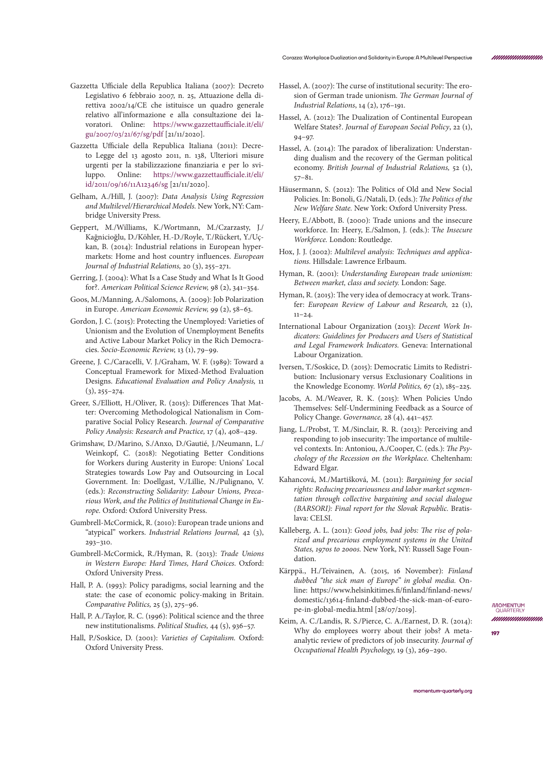Gazzetta Ufficiale della Repubblica Italiana (2007): Decreto Legislativo 6 febbraio 2007, n. 25, Attuazione della direttiva 2002/14/CE che istituisce un quadro generale relativo all'informazione e alla consultazione dei lavoratori. Online: https://www.gazzettaufficiale.it/eli/gu/2007/03/21/67/sg/pdf [21/11/2020].

Gazzetta Ufficiale della Repubblica Italiana (2011): Decreto Legge del 13 agosto 2011, n. 138, Ulteriori misure urgenti per la stabilizzazione finanziaria e per lo sviluppo. Online: https://www.gazzettaufficiale.it/eli/id/2011/09/16/11A12346/sg [21/11/2020].

Gelham, A./Hill, J. (2007): *Data Analysis Using Regression and Multilevel/Hierarchical Models.* New York, NY: Cambridge University Press.

Geppert, M./Williams, K./Wortmann, M./Czarzasty, J./Kağnicioğlu, D./Köhler, H.-D./Royle, T./Rückert, Y./Uçkan, B. (2014): Industrial relations in European hypermarkets: Home and host country influences. *European Journal of Industrial Relations,* 20 (3), 255–271.

Gerring, J. (2004): What Is a Case Study and What Is It Good for?. *American Political Science Review,* 98 (2), 341–354.

Goos, M./Manning, A./Salomons, A. (2009): Job Polarization in Europe. *American Economic Review,* 99 (2), 58–63.

Gordon, J. C. (2015): Protecting the Unemployed: Varieties of Unionism and the Evolution of Unemployment Benefits and Active Labour Market Policy in the Rich Democracies. *Socio-Economic Review,* 13 (1), 79–99.

Greene, J. C./Caracelli, V. J./Graham, W. F. (1989): Toward a Conceptual Framework for Mixed-Method Evaluation Designs. *Educational Evaluation and Policy Analysis,* 11 (3), 255–274.

Greer, S./Elliott, H./Oliver, R. (2015): Differences That Matter: Overcoming Methodological Nationalism in Comparative Social Policy Research. *Journal of Comparative Policy Analysis: Research and Practice,* 17 (4), 408–429.

Grimshaw, D./Marino, S./Anxo, D./Gautié, J./Neumann, L./Weinkopf, C. (2018): Negotiating Better Conditions for Workers during Austerity in Europe: Unions' Local Strategies towards Low Pay and Outsourcing in Local Government. In: Doellgast, V./Lillie, N./Pulignano, V. (eds.): *Reconstructing Solidarity: Labour Unions, Precarious Work, and the Politics of Institutional Change in Europe.* Oxford: Oxford University Press.

Gumbrell-McCormick, R. (2010): European trade unions and "atypical" workers. *Industrial Relations Journal,* 42 (3), 293–310.

Gumbrell-McCormick, R./Hyman, R. (2013): *Trade Unions in Western Europe: Hard Times, Hard Choices.* Oxford: Oxford University Press.

Hall, P. A. (1993): Policy paradigms, social learning and the state: the case of economic policy-making in Britain. *Comparative Politics,* 25 (3), 275–96.

Hall, P. A./Taylor, R. C. (1996): Political science and the three new institutionalisms. *Political Studies,* 44 (5), 936–57.

Hall, P./Soskice, D. (2001): *Varieties of Capitalism.* Oxford: Oxford University Press.

Hassel, A. (2007): The curse of institutional security: The erosion of German trade unionism. *The German Journal of Industrial Relations*, 14 (2), 176–191.

Hassel, A. (2012): The Dualization of Continental European Welfare States?. *Journal of European Social Policy*, 22 (1), 94–97.

Hassel, A. (2014): The paradox of liberalization: Understanding dualism and the recovery of the German political economy. *British Journal of Industrial Relations,* 52 (1), 57–81.

Häusermann, S. (2012): The Politics of Old and New Social Policies. In: Bonoli, G./Natali, D. (eds.): *The Politics of the New Welfare State.* New York: Oxford University Press.

Heery, E./Abbott, B. (2000): Trade unions and the insecure workforce. In: Heery, E./Salmon, J. (eds.): T*he Insecure Workforce.* London: Routledge.

Hox, J. J. (2002): *Multilevel analysis: Techniques and applications.* Hillsdale: Lawrence Erlbaum.

Hyman, R. (2001): *Understanding European trade unionism: Between market, class and society.* London: Sage.

Hyman, R. (2015): The very idea of democracy at work. Transfer: *European Review of Labour and Research,* 22 (1), 11–24.

International Labour Organization (2013): *Decent Work Indicators: Guidelines for Producers and Users of Statistical and Legal Framework Indicators.* Geneva: International Labour Organization.

Iversen, T./Soskice, D. (2015): Democratic Limits to Redistribution: Inclusionary versus Exclusionary Coalitions in the Knowledge Economy. *World Politics,* 67 (2), 185–225.

Jacobs, A. M./Weaver, R. K. (2015): When Policies Undo Themselves: Self-Undermining Feedback as a Source of Policy Change. *Governance,* 28 (4), 441–457.

Jiang, L./Probst, T. M./Sinclair, R. R. (2013): Perceiving and responding to job insecurity: The importance of multilevel contexts. In: Antoniou, A./Cooper, C. (eds.): *The Psychology of the Recession on the Workplace.* Cheltenham: Edward Elgar.

Kahancová, M./Martišková, M. (2011): *Bargaining for social rights: Reducing precariousness and labor market segmentation through collective bargaining and social dialogue (BARSORI): Final report for the Slovak Republic.* Bratislava: CELSI.

Kalleberg, A. L. (2011): *Good jobs, bad jobs: The rise of polarized and precarious employment systems in the United States, 1970s to 2000s.* New York, NY: Russell Sage Foundation.

Kärppä., H./Teivainen, A. (2015, 16 November): *Finland dubbed "the sick man of Europe" in global media.* Online: https://www.helsinkitimes.fi/finland/finland-news/domestic/13614-finland-dubbed-the-sick-man-of-europe-in-global-media.html [28/07/2019].

Keim, A. C./Landis, R. S./Pierce, C. A./Earnest, D. R. (2014): Why do employees worry about their jobs? A meta-analytic review of predictors of job insecurity. *Journal of Occupational Health Psychology,* 19 (3), 269–290.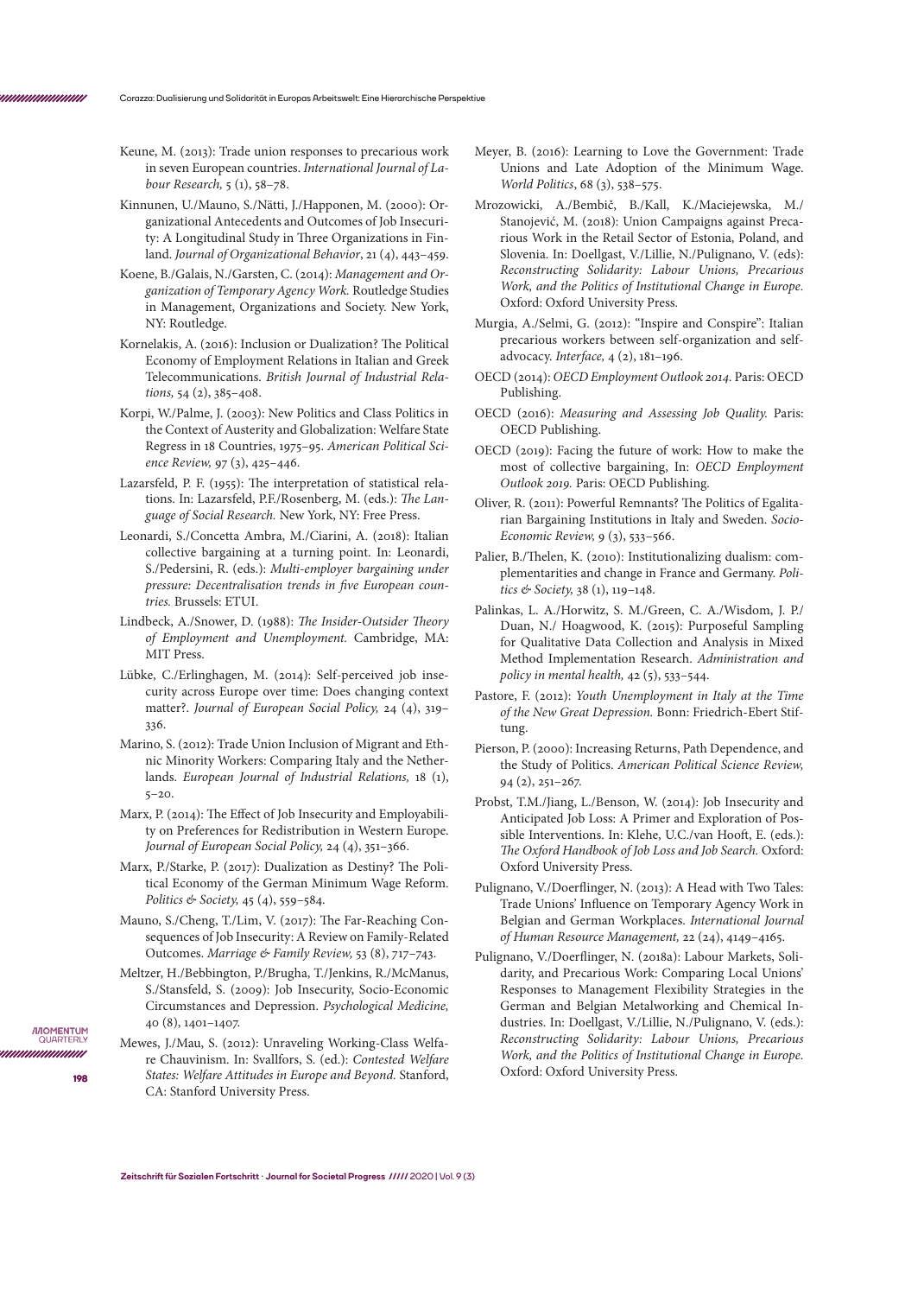Keune, M. (2013): Trade union responses to precarious work in seven European countries. *International Journal of Labour Research,* 5 (1), 58–78.

Kinnunen, U./Mauno, S./Nätti, J./Happonen, M. (2000): Organizational Antecedents and Outcomes of Job Insecurity: A Longitudinal Study in Three Organizations in Finland. *Journal of Organizational Behavior*, 21 (4), 443–459.

Koene, B./Galais, N./Garsten, C. (2014): *Management and Organization of Temporary Agency Work.* Routledge Studies in Management, Organizations and Society. New York, NY: Routledge.

Kornelakis, A. (2016): Inclusion or Dualization? The Political Economy of Employment Relations in Italian and Greek Telecommunications. *British Journal of Industrial Relations,* 54 (2), 385–408.

Korpi, W./Palme, J. (2003): New Politics and Class Politics in the Context of Austerity and Globalization: Welfare State Regress in 18 Countries, 1975–95. *American Political Science Review,* 97 (3), 425–446.

Lazarsfeld, P. F. (1955): The interpretation of statistical relations. In: Lazarsfeld, P.F./Rosenberg, M. (eds.): *The Language of Social Research.* New York, NY: Free Press.

Leonardi, S./Concetta Ambra, M./Ciarini, A. (2018): Italian collective bargaining at a turning point. In: Leonardi, S./Pedersini, R. (eds.): *Multi-employer bargaining under pressure: Decentralisation trends in five European countries.* Brussels: ETUI.

Lindbeck, A./Snower, D. (1988): *The Insider-Outsider Theory of Employment and Unemployment.* Cambridge, MA: MIT Press.

Lübke, C./Erlinghagen, M. (2014): Self-perceived job insecurity across Europe over time: Does changing context matter?. *Journal of European Social Policy,* 24 (4), 319–336.

Marino, S. (2012): Trade Union Inclusion of Migrant and Ethnic Minority Workers: Comparing Italy and the Netherlands. *European Journal of Industrial Relations,* 18 (1), 5–20.

Marx, P. (2014): The Effect of Job Insecurity and Employability on Preferences for Redistribution in Western Europe. *Journal of European Social Policy,* 24 (4), 351–366.

Marx, P./Starke, P. (2017): Dualization as Destiny? The Political Economy of the German Minimum Wage Reform. *Politics & Society,* 45 (4), 559–584.

Mauno, S./Cheng, T./Lim, V. (2017): The Far-Reaching Consequences of Job Insecurity: A Review on Family-Related Outcomes. *Marriage & Family Review,* 53 (8), 717–743.

Meltzer, H./Bebbington, P./Brugha, T./Jenkins, R./McManus, S./Stansfeld, S. (2009): Job Insecurity, Socio-Economic Circumstances and Depression. *Psychological Medicine,* 40 (8), 1401–1407.

Mewes, J./Mau, S. (2012): Unraveling Working-Class Welfare Chauvinism. In: Svallfors, S. (ed.): *Contested Welfare States: Welfare Attitudes in Europe and Beyond.* Stanford, CA: Stanford University Press.

Meyer, B. (2016): Learning to Love the Government: Trade Unions and Late Adoption of the Minimum Wage. *World Politics*, 68 (3), 538–575.

Mrozowicki, A./Bembič, B./Kall, K./Maciejewska, M./Stanojević, M. (2018): Union Campaigns against Precarious Work in the Retail Sector of Estonia, Poland, and Slovenia. In: Doellgast, V./Lillie, N./Pulignano, V. (eds): *Reconstructing Solidarity: Labour Unions, Precarious Work, and the Politics of Institutional Change in Europe.* Oxford: Oxford University Press.

Murgia, A./Selmi, G. (2012): "Inspire and Conspire": Italian precarious workers between self-organization and self-advocacy. *Interface,* 4 (2), 181–196.

OECD (2014): *OECD Employment Outlook 2014.* Paris: OECD Publishing.

OECD (2016): *Measuring and Assessing Job Quality.* Paris: OECD Publishing.

OECD (2019): Facing the future of work: How to make the most of collective bargaining, In: *OECD Employment Outlook 2019.* Paris: OECD Publishing.

Oliver, R. (2011): Powerful Remnants? The Politics of Egalitarian Bargaining Institutions in Italy and Sweden. *Socio-Economic Review,* 9 (3), 533–566.

Palier, B./Thelen, K. (2010): Institutionalizing dualism: complementarities and change in France and Germany. *Politics & Society,* 38 (1), 119–148.

Palinkas, L. A./Horwitz, S. M./Green, C. A./Wisdom, J. P./Duan, N./ Hoagwood, K. (2015): Purposeful Sampling for Qualitative Data Collection and Analysis in Mixed Method Implementation Research. *Administration and policy in mental health,* 42 (5), 533–544.

Pastore, F. (2012): *Youth Unemployment in Italy at the Time of the New Great Depression.* Bonn: Friedrich-Ebert Stiftung.

Pierson, P. (2000): Increasing Returns, Path Dependence, and the Study of Politics. *American Political Science Review,* 94 (2), 251–267.

Probst, T.M./Jiang, L./Benson, W. (2014): Job Insecurity and Anticipated Job Loss: A Primer and Exploration of Possible Interventions. In: Klehe, U.C./van Hooft, E. (eds.): *The Oxford Handbook of Job Loss and Job Search.* Oxford: Oxford University Press.

Pulignano, V./Doerflinger, N. (2013): A Head with Two Tales: Trade Unions' Influence on Temporary Agency Work in Belgian and German Workplaces. *International Journal of Human Resource Management,* 22 (24), 4149–4165.

Pulignano, V./Doerflinger, N. (2018a): Labour Markets, Solidarity, and Precarious Work: Comparing Local Unions' Responses to Management Flexibility Strategies in the German and Belgian Metalworking and Chemical Industries. In: Doellgast, V./Lillie, N./Pulignano, V. (eds.): *Reconstructing Solidarity: Labour Unions, Precarious Work, and the Politics of Institutional Change in Europe.* Oxford: Oxford University Press.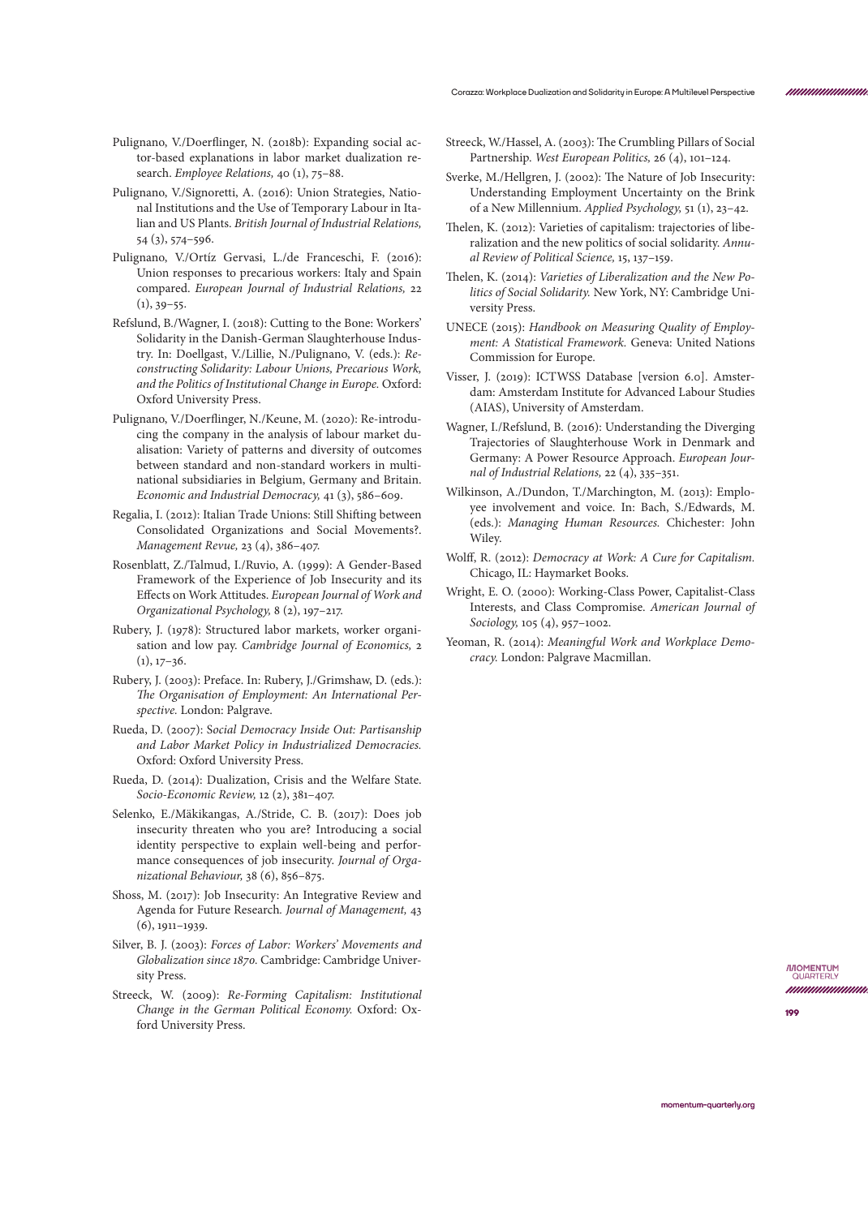Pulignano, V./Doerflinger, N. (2018b): Expanding social actor-based explanations in labor market dualization research. *Employee Relations,* 40 (1), 75–88.

Pulignano, V./Signoretti, A. (2016): Union Strategies, National Institutions and the Use of Temporary Labour in Italian and US Plants. *British Journal of Industrial Relations,* 54 (3), 574–596.

Pulignano, V./Ortíz Gervasi, L./de Franceschi, F. (2016): Union responses to precarious workers: Italy and Spain compared. *European Journal of Industrial Relations,* 22 (1), 39–55.

Refslund, B./Wagner, I. (2018): Cutting to the Bone: Workers' Solidarity in the Danish-German Slaughterhouse Industry. In: Doellgast, V./Lillie, N./Pulignano, V. (eds.): *Reconstructing Solidarity: Labour Unions, Precarious Work, and the Politics of Institutional Change in Europe.* Oxford: Oxford University Press.

Pulignano, V./Doerflinger, N./Keune, M. (2020): Re-introducing the company in the analysis of labour market dualisation: Variety of patterns and diversity of outcomes between standard and non-standard workers in multinational subsidiaries in Belgium, Germany and Britain. *Economic and Industrial Democracy,* 41 (3), 586–609.

Regalia, I. (2012): Italian Trade Unions: Still Shifting between Consolidated Organizations and Social Movements?. *Management Revue,* 23 (4), 386–407.

Rosenblatt, Z./Talmud, I./Ruvio, A. (1999): A Gender-Based Framework of the Experience of Job Insecurity and its Effects on Work Attitudes. *European Journal of Work and Organizational Psychology,* 8 (2), 197–217.

Rubery, J. (1978): Structured labor markets, worker organisation and low pay. *Cambridge Journal of Economics,* 2 (1), 17–36.

Rubery, J. (2003): Preface. In: Rubery, J./Grimshaw, D. (eds.): *The Organisation of Employment: An International Perspective.* London: Palgrave.

Rueda, D. (2007): *Social Democracy Inside Out: Partisanship and Labor Market Policy in Industrialized Democracies.* Oxford: Oxford University Press.

Rueda, D. (2014): Dualization, Crisis and the Welfare State. *Socio-Economic Review,* 12 (2), 381–407.

Selenko, E./Mäkikangas, A./Stride, C. B. (2017): Does job insecurity threaten who you are? Introducing a social identity perspective to explain well-being and performance consequences of job insecurity. *Journal of Organizational Behaviour,* 38 (6), 856–875.

Shoss, M. (2017): Job Insecurity: An Integrative Review and Agenda for Future Research. *Journal of Management,* 43 (6), 1911–1939.

Silver, B. J. (2003): *Forces of Labor: Workers' Movements and Globalization since 1870.* Cambridge: Cambridge University Press.

Streeck, W. (2009): *Re-Forming Capitalism: Institutional Change in the German Political Economy.* Oxford: Oxford University Press.

Streeck, W./Hassel, A. (2003): The Crumbling Pillars of Social Partnership. *West European Politics,* 26 (4), 101–124.

Sverke, M./Hellgren, J. (2002): The Nature of Job Insecurity: Understanding Employment Uncertainty on the Brink of a New Millennium. *Applied Psychology,* 51 (1), 23–42.

Thelen, K. (2012): Varieties of capitalism: trajectories of liberalization and the new politics of social solidarity. *Annual Review of Political Science,* 15, 137–159.

Thelen, K. (2014): *Varieties of Liberalization and the New Politics of Social Solidarity.* New York, NY: Cambridge University Press.

UNECE (2015): *Handbook on Measuring Quality of Employment: A Statistical Framework.* Geneva: United Nations Commission for Europe.

Visser, J. (2019): ICTWSS Database [version 6.0]. Amsterdam: Amsterdam Institute for Advanced Labour Studies (AIAS), University of Amsterdam.

Wagner, I./Refslund, B. (2016): Understanding the Diverging Trajectories of Slaughterhouse Work in Denmark and Germany: A Power Resource Approach. *European Journal of Industrial Relations,* 22 (4), 335–351.

Wilkinson, A./Dundon, T./Marchington, M. (2013): Employee involvement and voice. In: Bach, S./Edwards, M. (eds.): *Managing Human Resources.* Chichester: John Wiley.

Wolff, R. (2012): *Democracy at Work: A Cure for Capitalism.* Chicago, IL: Haymarket Books.

Wright, E. O. (2000): Working-Class Power, Capitalist-Class Interests, and Class Compromise. *American Journal of Sociology,* 105 (4), 957–1002.

Yeoman, R. (2014): *Meaningful Work and Workplace Democracy.* London: Palgrave Macmillan.